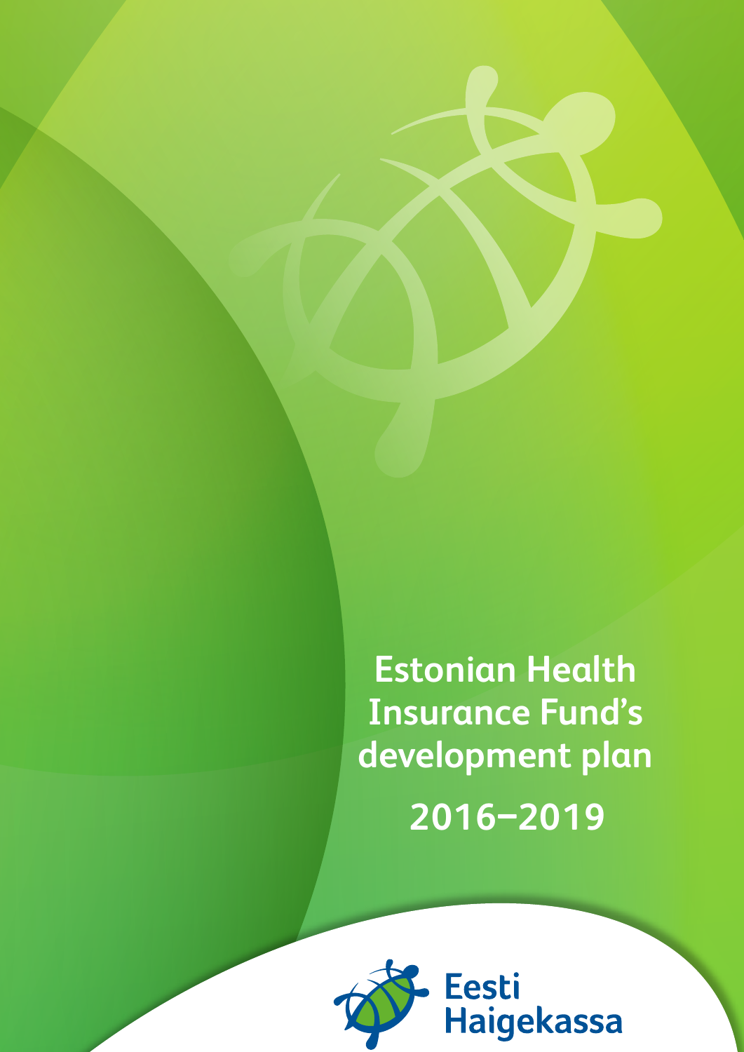# Estonian Health Insurance Fund's development plan

## 2016–2019

Eesti Haigekassa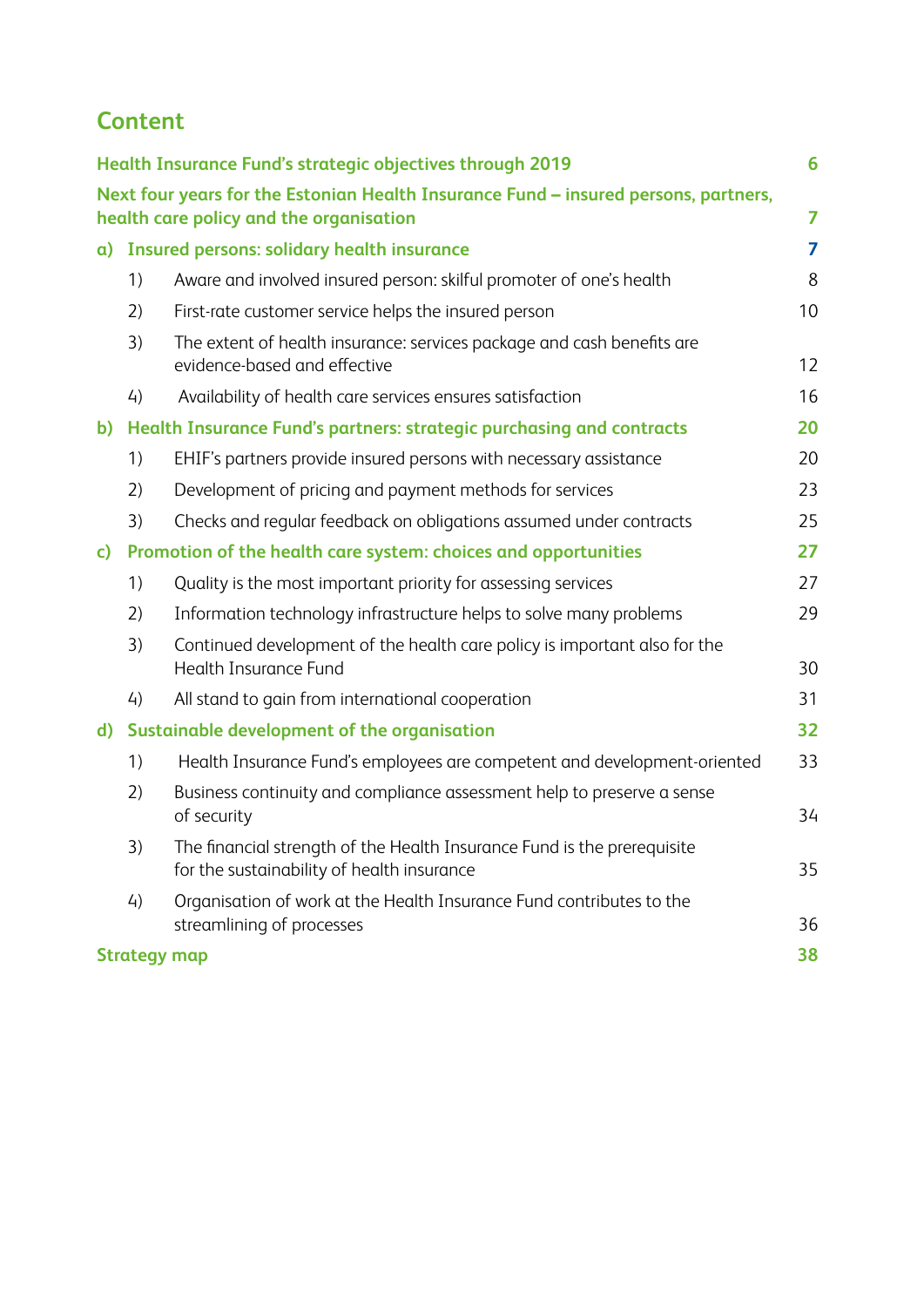# Content

| | | |
|---|---|---|
| **Health Insurance Fund's strategic objectives through 2019** | | **6** |
| **Next four years for the Estonian Health Insurance Fund – insured persons, partners, health care policy and the organisation** | | **7** |
| **a)** | **Insured persons: solidary health insurance** | **7** |
| 1) | Aware and involved insured person: skilful promoter of one's health | 8 |
| 2) | First-rate customer service helps the insured person | 10 |
| 3) | The extent of health insurance: services package and cash benefits are evidence-based and effective | 12 |
| 4) | Availability of health care services ensures satisfaction | 16 |
| **b)** | **Health Insurance Fund's partners: strategic purchasing and contracts** | **20** |
| 1) | EHIF's partners provide insured persons with necessary assistance | 20 |
| 2) | Development of pricing and payment methods for services | 23 |
| 3) | Checks and regular feedback on obligations assumed under contracts | 25 |
| **c)** | **Promotion of the health care system: choices and opportunities** | **27** |
| 1) | Quality is the most important priority for assessing services | 27 |
| 2) | Information technology infrastructure helps to solve many problems | 29 |
| 3) | Continued development of the health care policy is important also for the Health Insurance Fund | 30 |
| 4) | All stand to gain from international cooperation | 31 |
| **d)** | **Sustainable development of the organisation** | **32** |
| 1) | Health Insurance Fund's employees are competent and development-oriented | 33 |
| 2) | Business continuity and compliance assessment help to preserve a sense of security | 34 |
| 3) | The financial strength of the Health Insurance Fund is the prerequisite for the sustainability of health insurance | 35 |
| 4) | Organisation of work at the Health Insurance Fund contributes to the streamlining of processes | 36 |
| **Strategy map** | | **38** |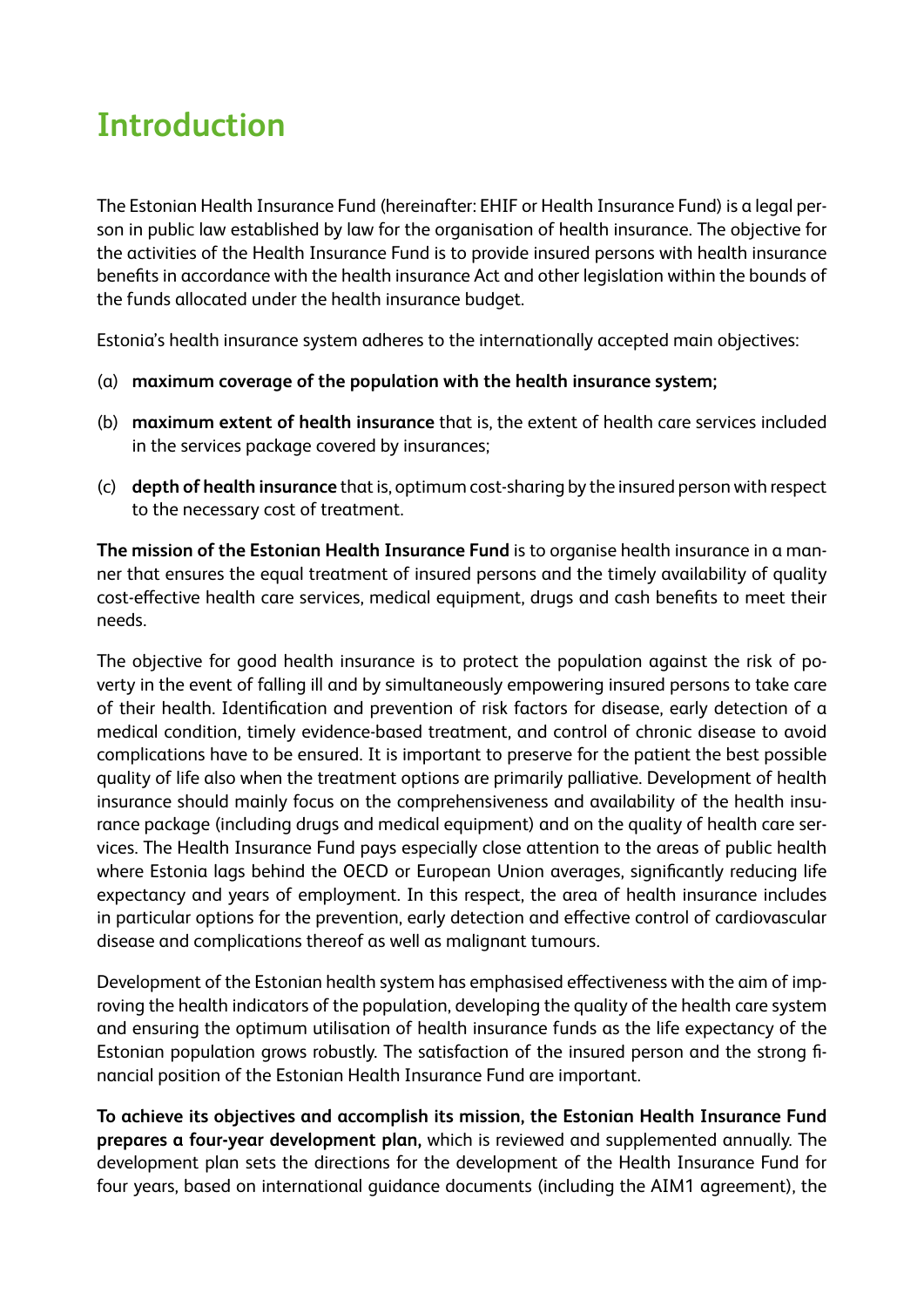# Introduction

The Estonian Health Insurance Fund (hereinafter: EHIF or Health Insurance Fund) is a legal person in public law established by law for the organisation of health insurance. The objective for the activities of the Health Insurance Fund is to provide insured persons with health insurance benefits in accordance with the health insurance Act and other legislation within the bounds of the funds allocated under the health insurance budget.

Estonia's health insurance system adheres to the internationally accepted main objectives:

(a) **maximum coverage of the population with the health insurance system;**

(b) **maximum extent of health insurance** that is, the extent of health care services included in the services package covered by insurances;

(c) **depth of health insurance** that is, optimum cost-sharing by the insured person with respect to the necessary cost of treatment.

**The mission of the Estonian Health Insurance Fund** is to organise health insurance in a manner that ensures the equal treatment of insured persons and the timely availability of quality cost-effective health care services, medical equipment, drugs and cash benefits to meet their needs.

The objective for good health insurance is to protect the population against the risk of poverty in the event of falling ill and by simultaneously empowering insured persons to take care of their health. Identification and prevention of risk factors for disease, early detection of a medical condition, timely evidence-based treatment, and control of chronic disease to avoid complications have to be ensured. It is important to preserve for the patient the best possible quality of life also when the treatment options are primarily palliative. Development of health insurance should mainly focus on the comprehensiveness and availability of the health insurance package (including drugs and medical equipment) and on the quality of health care services. The Health Insurance Fund pays especially close attention to the areas of public health where Estonia lags behind the OECD or European Union averages, significantly reducing life expectancy and years of employment. In this respect, the area of health insurance includes in particular options for the prevention, early detection and effective control of cardiovascular disease and complications thereof as well as malignant tumours.

Development of the Estonian health system has emphasised effectiveness with the aim of improving the health indicators of the population, developing the quality of the health care system and ensuring the optimum utilisation of health insurance funds as the life expectancy of the Estonian population grows robustly. The satisfaction of the insured person and the strong financial position of the Estonian Health Insurance Fund are important.

**To achieve its objectives and accomplish its mission, the Estonian Health Insurance Fund prepares a four-year development plan,** which is reviewed and supplemented annually. The development plan sets the directions for the development of the Health Insurance Fund for four years, based on international guidance documents (including the AIM1 agreement), the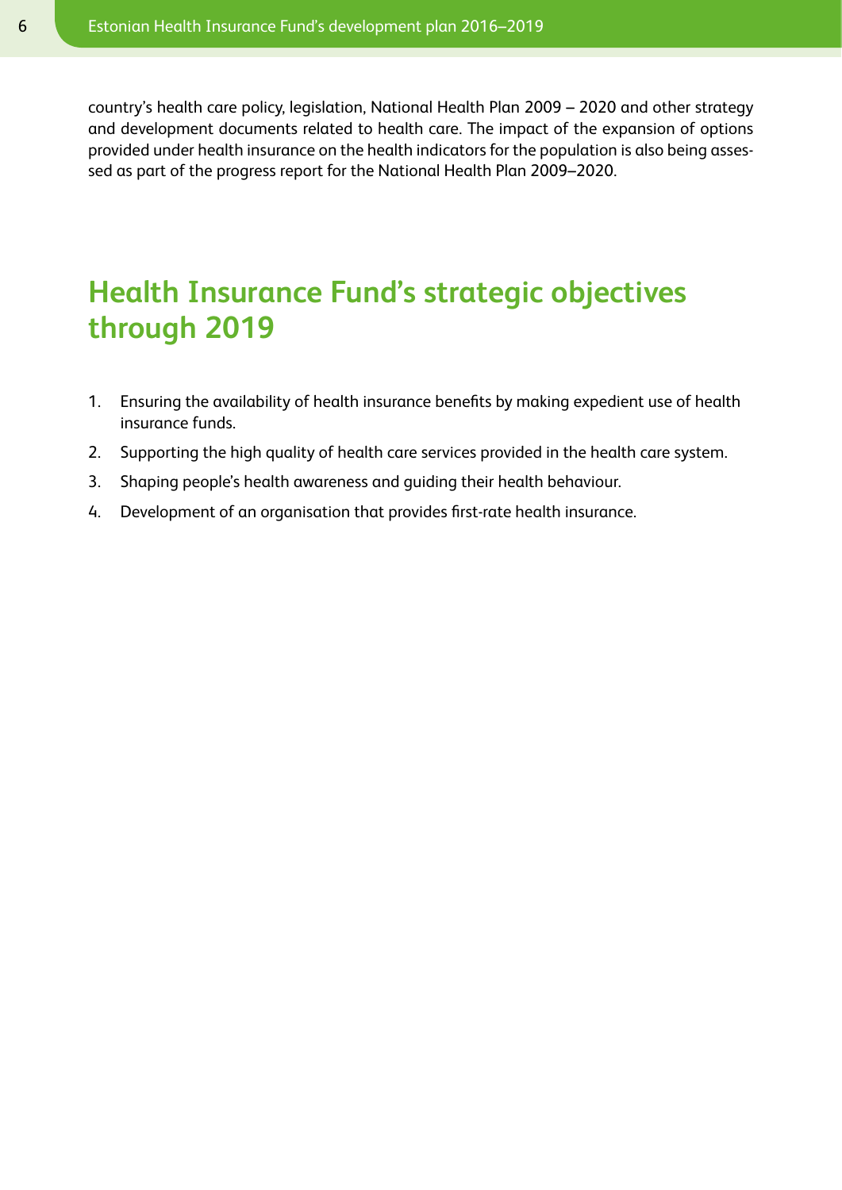country's health care policy, legislation, National Health Plan 2009 – 2020 and other strategy and development documents related to health care. The impact of the expansion of options provided under health insurance on the health indicators for the population is also being assessed as part of the progress report for the National Health Plan 2009–2020.

# Health Insurance Fund's strategic objectives through 2019

1. Ensuring the availability of health insurance benefits by making expedient use of health insurance funds.
2. Supporting the high quality of health care services provided in the health care system.
3. Shaping people's health awareness and guiding their health behaviour.
4. Development of an organisation that provides first-rate health insurance.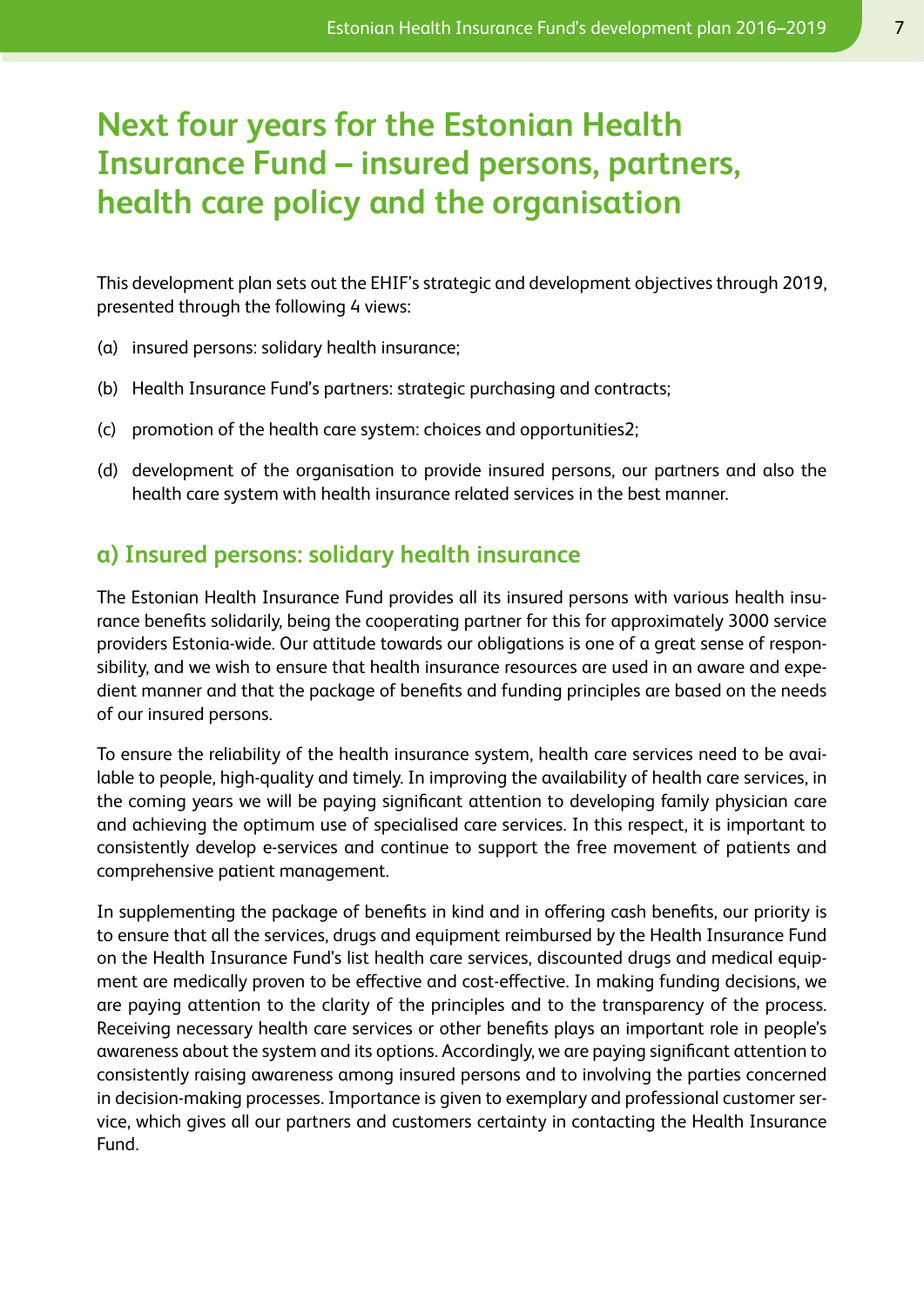# Next four years for the Estonian Health Insurance Fund – insured persons, partners, health care policy and the organisation

This development plan sets out the EHIF's strategic and development objectives through 2019, presented through the following 4 views:

(a) insured persons: solidary health insurance;

(b) Health Insurance Fund's partners: strategic purchasing and contracts;

(c) promotion of the health care system: choices and opportunities2;

(d) development of the organisation to provide insured persons, our partners and also the health care system with health insurance related services in the best manner.

## a) Insured persons: solidary health insurance

The Estonian Health Insurance Fund provides all its insured persons with various health insurance benefits solidarily, being the cooperating partner for this for approximately 3000 service providers Estonia-wide. Our attitude towards our obligations is one of a great sense of responsibility, and we wish to ensure that health insurance resources are used in an aware and expedient manner and that the package of benefits and funding principles are based on the needs of our insured persons.

To ensure the reliability of the health insurance system, health care services need to be available to people, high-quality and timely. In improving the availability of health care services, in the coming years we will be paying significant attention to developing family physician care and achieving the optimum use of specialised care services. In this respect, it is important to consistently develop e-services and continue to support the free movement of patients and comprehensive patient management.

In supplementing the package of benefits in kind and in offering cash benefits, our priority is to ensure that all the services, drugs and equipment reimbursed by the Health Insurance Fund on the Health Insurance Fund's list health care services, discounted drugs and medical equipment are medically proven to be effective and cost-effective. In making funding decisions, we are paying attention to the clarity of the principles and to the transparency of the process. Receiving necessary health care services or other benefits plays an important role in people's awareness about the system and its options. Accordingly, we are paying significant attention to consistently raising awareness among insured persons and to involving the parties concerned in decision-making processes. Importance is given to exemplary and professional customer service, which gives all our partners and customers certainty in contacting the Health Insurance Fund.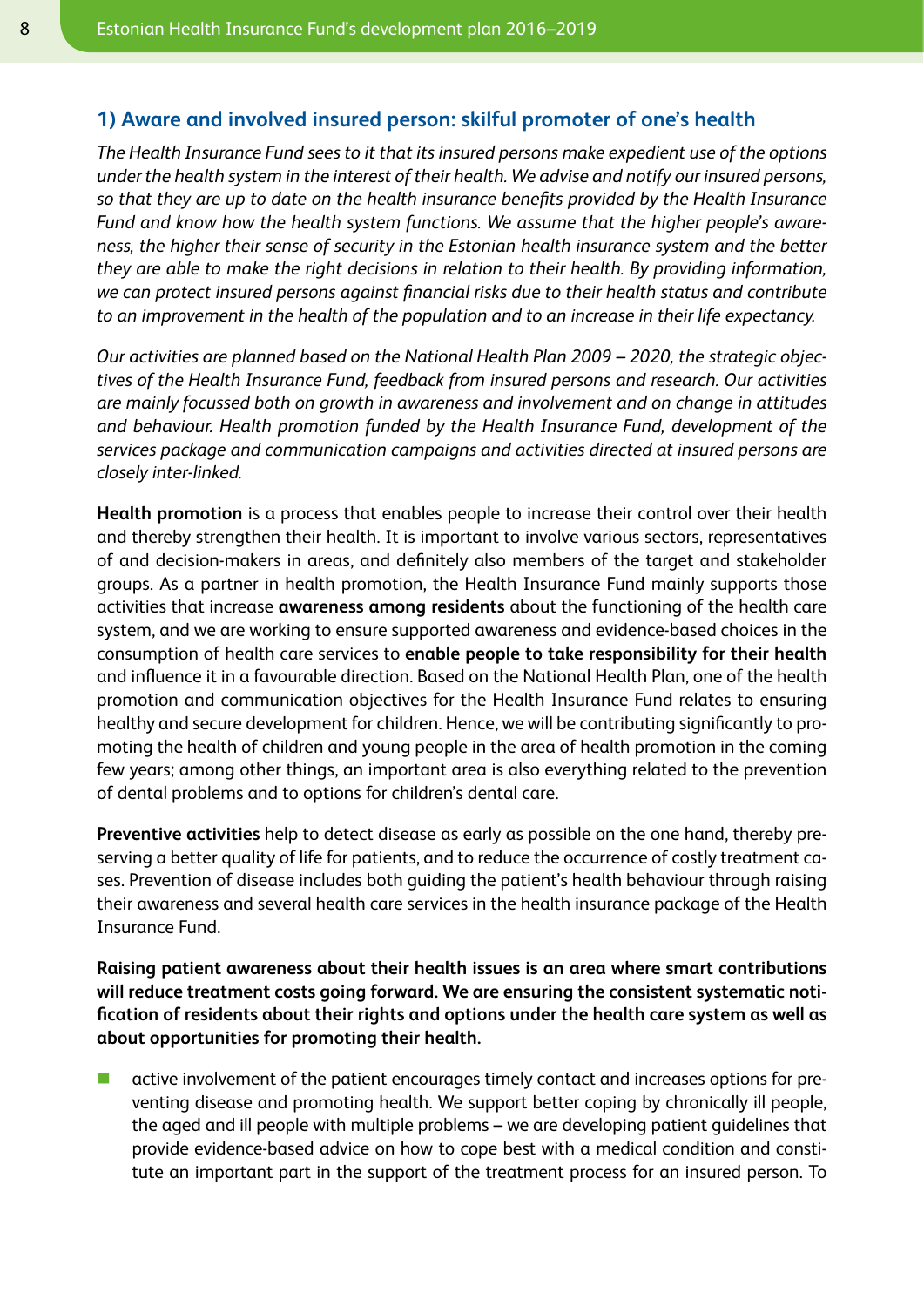## 1) Aware and involved insured person: skilful promoter of one's health

*The Health Insurance Fund sees to it that its insured persons make expedient use of the options under the health system in the interest of their health. We advise and notify our insured persons, so that they are up to date on the health insurance benefits provided by the Health Insurance Fund and know how the health system functions. We assume that the higher people's awareness, the higher their sense of security in the Estonian health insurance system and the better they are able to make the right decisions in relation to their health. By providing information, we can protect insured persons against financial risks due to their health status and contribute to an improvement in the health of the population and to an increase in their life expectancy.*

*Our activities are planned based on the National Health Plan 2009 – 2020, the strategic objectives of the Health Insurance Fund, feedback from insured persons and research. Our activities are mainly focussed both on growth in awareness and involvement and on change in attitudes and behaviour. Health promotion funded by the Health Insurance Fund, development of the services package and communication campaigns and activities directed at insured persons are closely inter-linked.*

**Health promotion** is a process that enables people to increase their control over their health and thereby strengthen their health. It is important to involve various sectors, representatives of and decision-makers in areas, and definitely also members of the target and stakeholder groups. As a partner in health promotion, the Health Insurance Fund mainly supports those activities that increase **awareness among residents** about the functioning of the health care system, and we are working to ensure supported awareness and evidence-based choices in the consumption of health care services to **enable people to take responsibility for their health** and influence it in a favourable direction. Based on the National Health Plan, one of the health promotion and communication objectives for the Health Insurance Fund relates to ensuring healthy and secure development for children. Hence, we will be contributing significantly to promoting the health of children and young people in the area of health promotion in the coming few years; among other things, an important area is also everything related to the prevention of dental problems and to options for children's dental care.

**Preventive activities** help to detect disease as early as possible on the one hand, thereby preserving a better quality of life for patients, and to reduce the occurrence of costly treatment cases. Prevention of disease includes both guiding the patient's health behaviour through raising their awareness and several health care services in the health insurance package of the Health Insurance Fund.

**Raising patient awareness about their health issues is an area where smart contributions will reduce treatment costs going forward. We are ensuring the consistent systematic notification of residents about their rights and options under the health care system as well as about opportunities for promoting their health.**

- active involvement of the patient encourages timely contact and increases options for preventing disease and promoting health. We support better coping by chronically ill people, the aged and ill people with multiple problems – we are developing patient guidelines that provide evidence-based advice on how to cope best with a medical condition and constitute an important part in the support of the treatment process for an insured person. To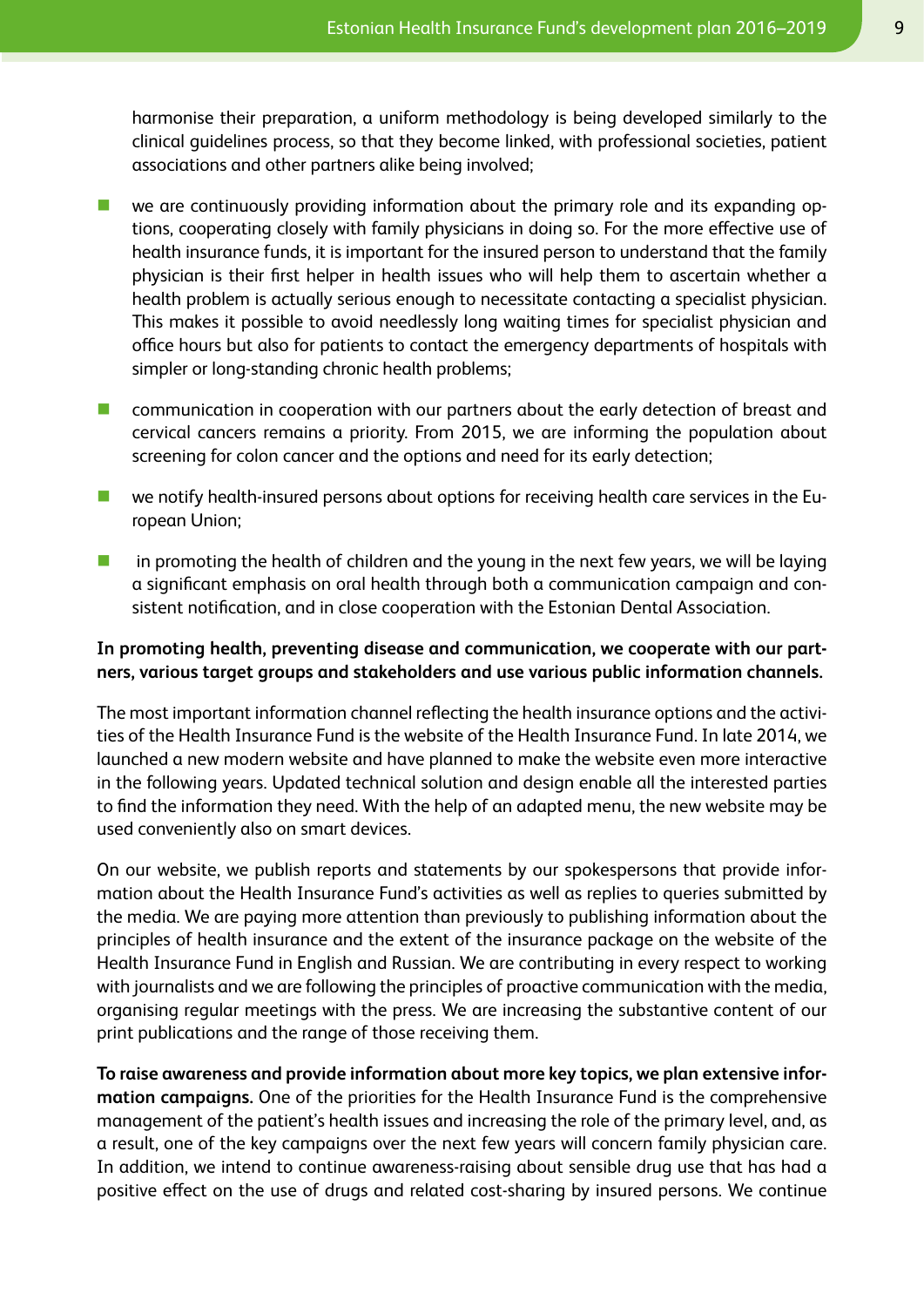harmonise their preparation, a uniform methodology is being developed similarly to the clinical guidelines process, so that they become linked, with professional societies, patient associations and other partners alike being involved;

- we are continuously providing information about the primary role and its expanding options, cooperating closely with family physicians in doing so. For the more effective use of health insurance funds, it is important for the insured person to understand that the family physician is their first helper in health issues who will help them to ascertain whether a health problem is actually serious enough to necessitate contacting a specialist physician. This makes it possible to avoid needlessly long waiting times for specialist physician and office hours but also for patients to contact the emergency departments of hospitals with simpler or long-standing chronic health problems;
- communication in cooperation with our partners about the early detection of breast and cervical cancers remains a priority. From 2015, we are informing the population about screening for colon cancer and the options and need for its early detection;
- we notify health-insured persons about options for receiving health care services in the European Union;
- in promoting the health of children and the young in the next few years, we will be laying a significant emphasis on oral health through both a communication campaign and consistent notification, and in close cooperation with the Estonian Dental Association.

**In promoting health, preventing disease and communication, we cooperate with our partners, various target groups and stakeholders and use various public information channels.**

The most important information channel reflecting the health insurance options and the activities of the Health Insurance Fund is the website of the Health Insurance Fund. In late 2014, we launched a new modern website and have planned to make the website even more interactive in the following years. Updated technical solution and design enable all the interested parties to find the information they need. With the help of an adapted menu, the new website may be used conveniently also on smart devices.

On our website, we publish reports and statements by our spokespersons that provide information about the Health Insurance Fund's activities as well as replies to queries submitted by the media. We are paying more attention than previously to publishing information about the principles of health insurance and the extent of the insurance package on the website of the Health Insurance Fund in English and Russian. We are contributing in every respect to working with journalists and we are following the principles of proactive communication with the media, organising regular meetings with the press. We are increasing the substantive content of our print publications and the range of those receiving them.

**To raise awareness and provide information about more key topics, we plan extensive information campaigns.** One of the priorities for the Health Insurance Fund is the comprehensive management of the patient's health issues and increasing the role of the primary level, and, as a result, one of the key campaigns over the next few years will concern family physician care. In addition, we intend to continue awareness-raising about sensible drug use that has had a positive effect on the use of drugs and related cost-sharing by insured persons. We continue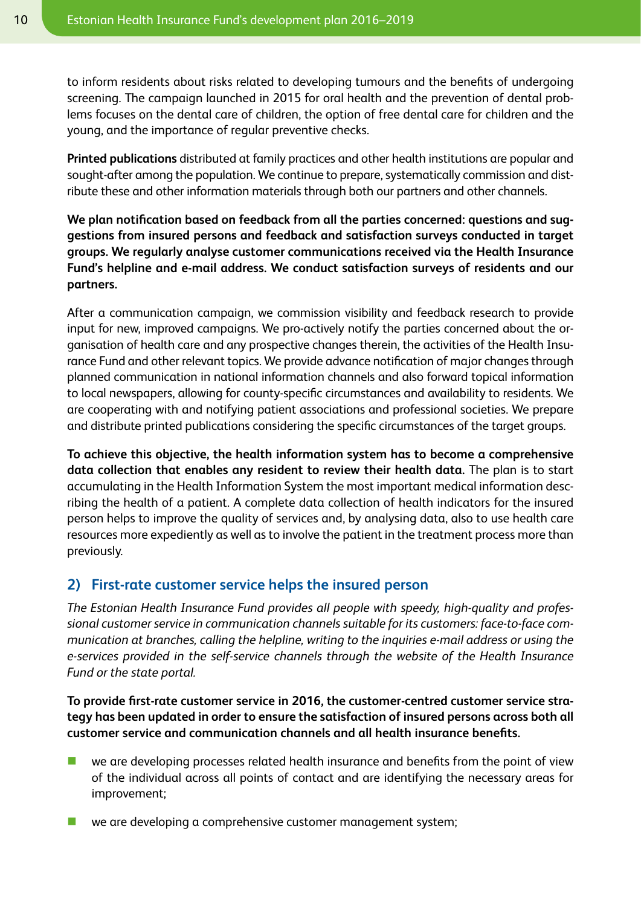to inform residents about risks related to developing tumours and the benefits of undergoing screening. The campaign launched in 2015 for oral health and the prevention of dental problems focuses on the dental care of children, the option of free dental care for children and the young, and the importance of regular preventive checks.

**Printed publications** distributed at family practices and other health institutions are popular and sought-after among the population. We continue to prepare, systematically commission and distribute these and other information materials through both our partners and other channels.

**We plan notification based on feedback from all the parties concerned: questions and suggestions from insured persons and feedback and satisfaction surveys conducted in target groups. We regularly analyse customer communications received via the Health Insurance Fund's helpline and e-mail address. We conduct satisfaction surveys of residents and our partners.**

After a communication campaign, we commission visibility and feedback research to provide input for new, improved campaigns. We pro-actively notify the parties concerned about the organisation of health care and any prospective changes therein, the activities of the Health Insurance Fund and other relevant topics. We provide advance notification of major changes through planned communication in national information channels and also forward topical information to local newspapers, allowing for county-specific circumstances and availability to residents. We are cooperating with and notifying patient associations and professional societies. We prepare and distribute printed publications considering the specific circumstances of the target groups.

**To achieve this objective, the health information system has to become a comprehensive data collection that enables any resident to review their health data.** The plan is to start accumulating in the Health Information System the most important medical information describing the health of a patient. A complete data collection of health indicators for the insured person helps to improve the quality of services and, by analysing data, also to use health care resources more expediently as well as to involve the patient in the treatment process more than previously.

## 2) First-rate customer service helps the insured person

*The Estonian Health Insurance Fund provides all people with speedy, high-quality and professional customer service in communication channels suitable for its customers: face-to-face communication at branches, calling the helpline, writing to the inquiries e-mail address or using the e-services provided in the self-service channels through the website of the Health Insurance Fund or the state portal.*

**To provide first-rate customer service in 2016, the customer-centred customer service strategy has been updated in order to ensure the satisfaction of insured persons across both all customer service and communication channels and all health insurance benefits.**

- we are developing processes related health insurance and benefits from the point of view of the individual across all points of contact and are identifying the necessary areas for improvement;
- we are developing a comprehensive customer management system;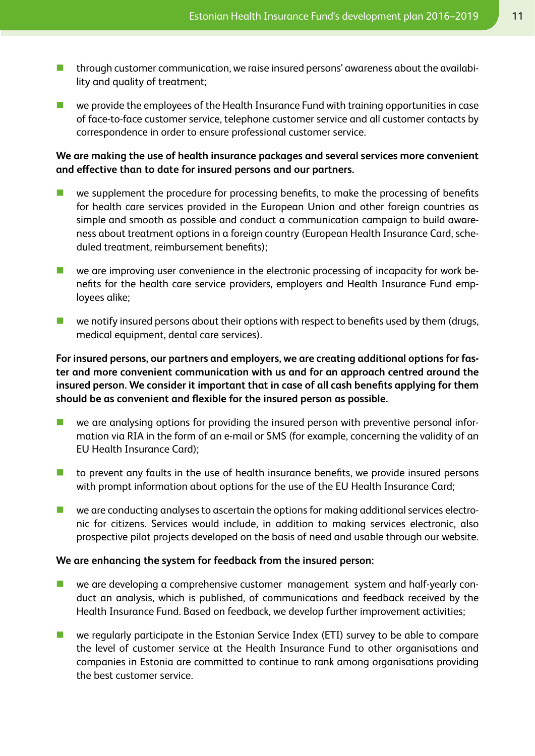- through customer communication, we raise insured persons' awareness about the availability and quality of treatment;
- we provide the employees of the Health Insurance Fund with training opportunities in case of face-to-face customer service, telephone customer service and all customer contacts by correspondence in order to ensure professional customer service.

**We are making the use of health insurance packages and several services more convenient and effective than to date for insured persons and our partners.**

- we supplement the procedure for processing benefits, to make the processing of benefits for health care services provided in the European Union and other foreign countries as simple and smooth as possible and conduct a communication campaign to build awareness about treatment options in a foreign country (European Health Insurance Card, scheduled treatment, reimbursement benefits);
- we are improving user convenience in the electronic processing of incapacity for work benefits for the health care service providers, employers and Health Insurance Fund employees alike;
- we notify insured persons about their options with respect to benefits used by them (drugs, medical equipment, dental care services).

**For insured persons, our partners and employers, we are creating additional options for faster and more convenient communication with us and for an approach centred around the insured person. We consider it important that in case of all cash benefits applying for them should be as convenient and flexible for the insured person as possible.**

- we are analysing options for providing the insured person with preventive personal information via RIA in the form of an e-mail or SMS (for example, concerning the validity of an EU Health Insurance Card);
- to prevent any faults in the use of health insurance benefits, we provide insured persons with prompt information about options for the use of the EU Health Insurance Card;
- we are conducting analyses to ascertain the options for making additional services electronic for citizens. Services would include, in addition to making services electronic, also prospective pilot projects developed on the basis of need and usable through our website.

**We are enhancing the system for feedback from the insured person:**

- we are developing a comprehensive customer management system and half-yearly conduct an analysis, which is published, of communications and feedback received by the Health Insurance Fund. Based on feedback, we develop further improvement activities;
- we regularly participate in the Estonian Service Index (ETI) survey to be able to compare the level of customer service at the Health Insurance Fund to other organisations and companies in Estonia are committed to continue to rank among organisations providing the best customer service.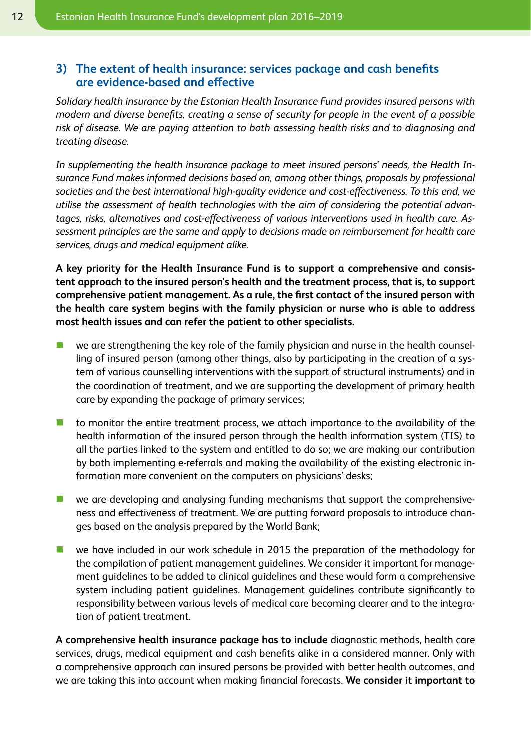### 3) The extent of health insurance: services package and cash benefits are evidence-based and effective

*Solidary health insurance by the Estonian Health Insurance Fund provides insured persons with modern and diverse benefits, creating a sense of security for people in the event of a possible risk of disease. We are paying attention to both assessing health risks and to diagnosing and treating disease.*

*In supplementing the health insurance package to meet insured persons' needs, the Health Insurance Fund makes informed decisions based on, among other things, proposals by professional societies and the best international high-quality evidence and cost-effectiveness. To this end, we utilise the assessment of health technologies with the aim of considering the potential advantages, risks, alternatives and cost-effectiveness of various interventions used in health care. Assessment principles are the same and apply to decisions made on reimbursement for health care services, drugs and medical equipment alike.*

**A key priority for the Health Insurance Fund is to support a comprehensive and consistent approach to the insured person's health and the treatment process, that is, to support comprehensive patient management. As a rule, the first contact of the insured person with the health care system begins with the family physician or nurse who is able to address most health issues and can refer the patient to other specialists.**

- we are strengthening the key role of the family physician and nurse in the health counselling of insured person (among other things, also by participating in the creation of a system of various counselling interventions with the support of structural instruments) and in the coordination of treatment, and we are supporting the development of primary health care by expanding the package of primary services;
- to monitor the entire treatment process, we attach importance to the availability of the health information of the insured person through the health information system (TIS) to all the parties linked to the system and entitled to do so; we are making our contribution by both implementing e-referrals and making the availability of the existing electronic information more convenient on the computers on physicians' desks;
- we are developing and analysing funding mechanisms that support the comprehensiveness and effectiveness of treatment. We are putting forward proposals to introduce changes based on the analysis prepared by the World Bank;
- we have included in our work schedule in 2015 the preparation of the methodology for the compilation of patient management guidelines. We consider it important for management guidelines to be added to clinical guidelines and these would form a comprehensive system including patient guidelines. Management guidelines contribute significantly to responsibility between various levels of medical care becoming clearer and to the integration of patient treatment.

**A comprehensive health insurance package has to include** diagnostic methods, health care services, drugs, medical equipment and cash benefits alike in a considered manner. Only with a comprehensive approach can insured persons be provided with better health outcomes, and we are taking this into account when making financial forecasts. **We consider it important to**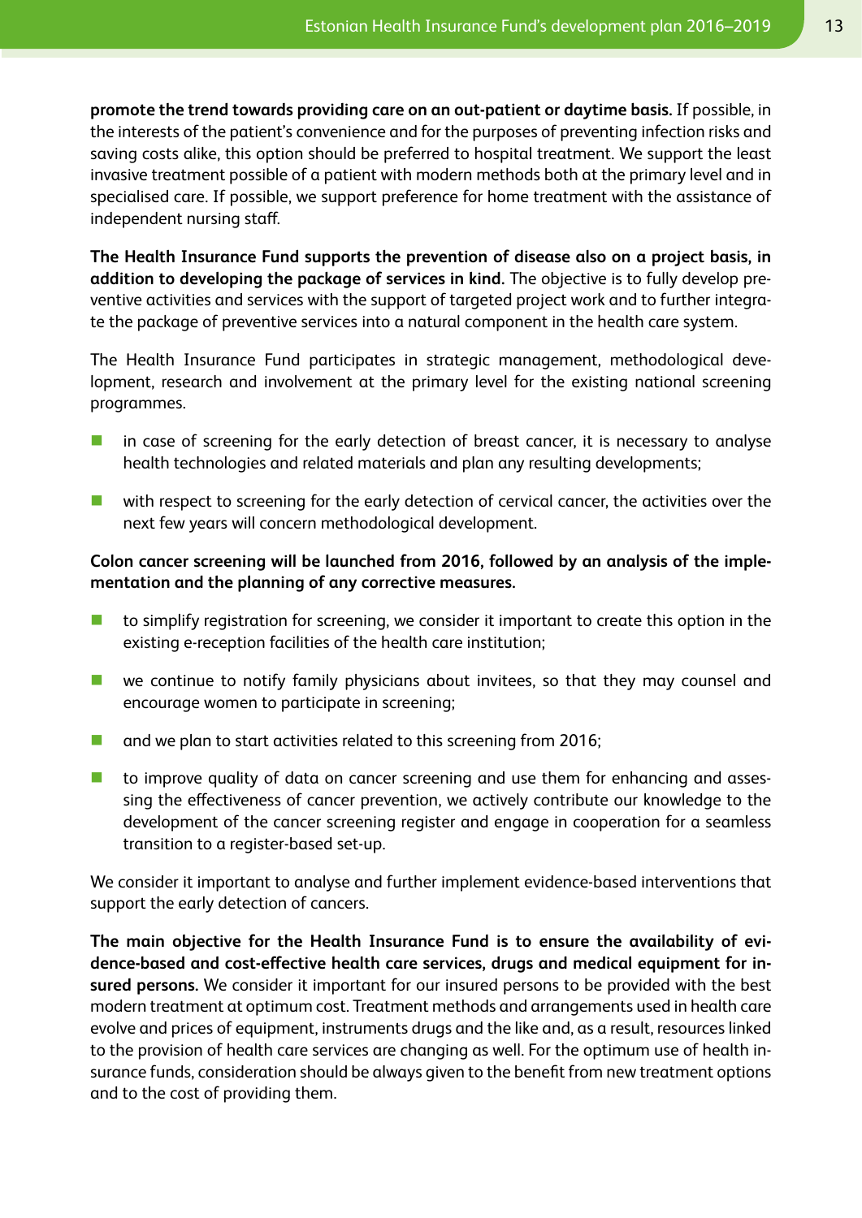**promote the trend towards providing care on an out-patient or daytime basis.** If possible, in the interests of the patient's convenience and for the purposes of preventing infection risks and saving costs alike, this option should be preferred to hospital treatment. We support the least invasive treatment possible of a patient with modern methods both at the primary level and in specialised care. If possible, we support preference for home treatment with the assistance of independent nursing staff.

**The Health Insurance Fund supports the prevention of disease also on a project basis, in addition to developing the package of services in kind.** The objective is to fully develop preventive activities and services with the support of targeted project work and to further integrate the package of preventive services into a natural component in the health care system.

The Health Insurance Fund participates in strategic management, methodological development, research and involvement at the primary level for the existing national screening programmes.

- in case of screening for the early detection of breast cancer, it is necessary to analyse health technologies and related materials and plan any resulting developments;
- with respect to screening for the early detection of cervical cancer, the activities over the next few years will concern methodological development.

**Colon cancer screening will be launched from 2016, followed by an analysis of the implementation and the planning of any corrective measures.**

- to simplify registration for screening, we consider it important to create this option in the existing e-reception facilities of the health care institution;
- we continue to notify family physicians about invitees, so that they may counsel and encourage women to participate in screening;
- and we plan to start activities related to this screening from 2016;
- to improve quality of data on cancer screening and use them for enhancing and assessing the effectiveness of cancer prevention, we actively contribute our knowledge to the development of the cancer screening register and engage in cooperation for a seamless transition to a register-based set-up.

We consider it important to analyse and further implement evidence-based interventions that support the early detection of cancers.

**The main objective for the Health Insurance Fund is to ensure the availability of evidence-based and cost-effective health care services, drugs and medical equipment for insured persons.** We consider it important for our insured persons to be provided with the best modern treatment at optimum cost. Treatment methods and arrangements used in health care evolve and prices of equipment, instruments drugs and the like and, as a result, resources linked to the provision of health care services are changing as well. For the optimum use of health insurance funds, consideration should be always given to the benefit from new treatment options and to the cost of providing them.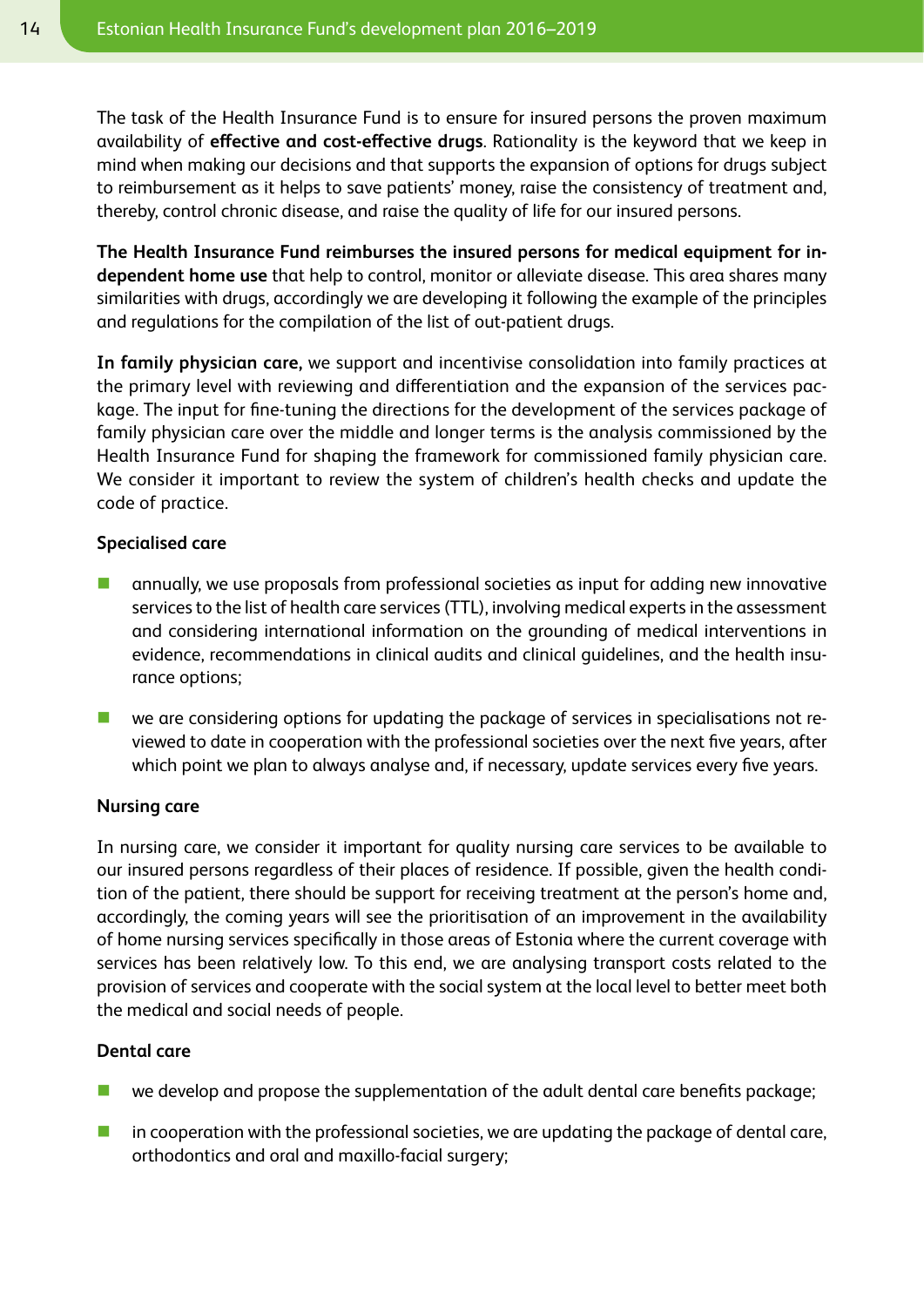The task of the Health Insurance Fund is to ensure for insured persons the proven maximum availability of **effective and cost-effective drugs**. Rationality is the keyword that we keep in mind when making our decisions and that supports the expansion of options for drugs subject to reimbursement as it helps to save patients' money, raise the consistency of treatment and, thereby, control chronic disease, and raise the quality of life for our insured persons.

**The Health Insurance Fund reimburses the insured persons for medical equipment for independent home use** that help to control, monitor or alleviate disease. This area shares many similarities with drugs, accordingly we are developing it following the example of the principles and regulations for the compilation of the list of out-patient drugs.

**In family physician care,** we support and incentivise consolidation into family practices at the primary level with reviewing and differentiation and the expansion of the services package. The input for fine-tuning the directions for the development of the services package of family physician care over the middle and longer terms is the analysis commissioned by the Health Insurance Fund for shaping the framework for commissioned family physician care. We consider it important to review the system of children's health checks and update the code of practice.

**Specialised care**

- annually, we use proposals from professional societies as input for adding new innovative services to the list of health care services (TTL), involving medical experts in the assessment and considering international information on the grounding of medical interventions in evidence, recommendations in clinical audits and clinical guidelines, and the health insurance options;
- we are considering options for updating the package of services in specialisations not reviewed to date in cooperation with the professional societies over the next five years, after which point we plan to always analyse and, if necessary, update services every five years.

**Nursing care**

In nursing care, we consider it important for quality nursing care services to be available to our insured persons regardless of their places of residence. If possible, given the health condition of the patient, there should be support for receiving treatment at the person's home and, accordingly, the coming years will see the prioritisation of an improvement in the availability of home nursing services specifically in those areas of Estonia where the current coverage with services has been relatively low. To this end, we are analysing transport costs related to the provision of services and cooperate with the social system at the local level to better meet both the medical and social needs of people.

**Dental care**

- we develop and propose the supplementation of the adult dental care benefits package;
- in cooperation with the professional societies, we are updating the package of dental care, orthodontics and oral and maxillo-facial surgery;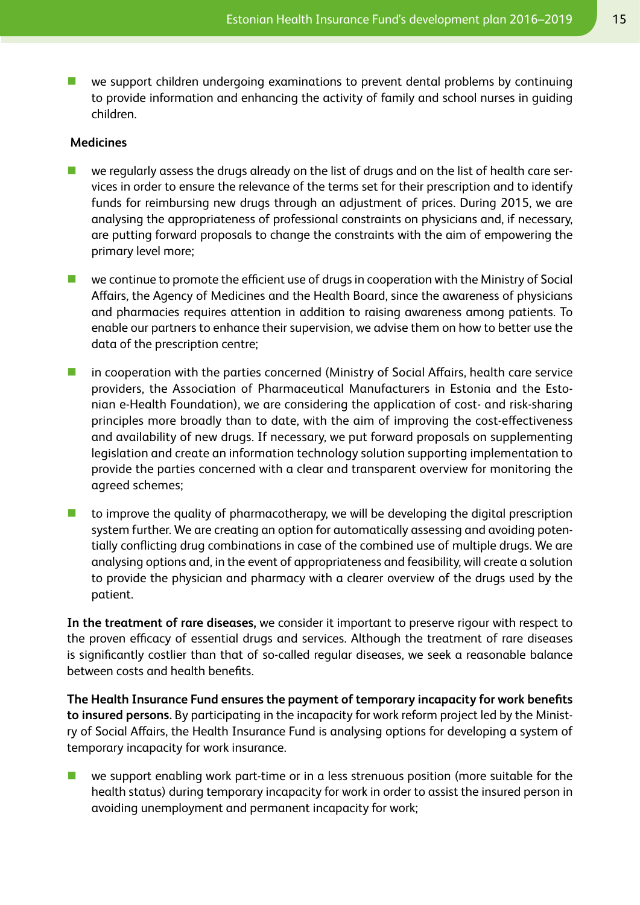- we support children undergoing examinations to prevent dental problems by continuing to provide information and enhancing the activity of family and school nurses in guiding children.

**Medicines**

- we regularly assess the drugs already on the list of drugs and on the list of health care services in order to ensure the relevance of the terms set for their prescription and to identify funds for reimbursing new drugs through an adjustment of prices. During 2015, we are analysing the appropriateness of professional constraints on physicians and, if necessary, are putting forward proposals to change the constraints with the aim of empowering the primary level more;

- we continue to promote the efficient use of drugs in cooperation with the Ministry of Social Affairs, the Agency of Medicines and the Health Board, since the awareness of physicians and pharmacies requires attention in addition to raising awareness among patients. To enable our partners to enhance their supervision, we advise them on how to better use the data of the prescription centre;

- in cooperation with the parties concerned (Ministry of Social Affairs, health care service providers, the Association of Pharmaceutical Manufacturers in Estonia and the Estonian e-Health Foundation), we are considering the application of cost- and risk-sharing principles more broadly than to date, with the aim of improving the cost-effectiveness and availability of new drugs. If necessary, we put forward proposals on supplementing legislation and create an information technology solution supporting implementation to provide the parties concerned with a clear and transparent overview for monitoring the agreed schemes;

- to improve the quality of pharmacotherapy, we will be developing the digital prescription system further. We are creating an option for automatically assessing and avoiding potentially conflicting drug combinations in case of the combined use of multiple drugs. We are analysing options and, in the event of appropriateness and feasibility, will create a solution to provide the physician and pharmacy with a clearer overview of the drugs used by the patient.

**In the treatment of rare diseases,** we consider it important to preserve rigour with respect to the proven efficacy of essential drugs and services. Although the treatment of rare diseases is significantly costlier than that of so-called regular diseases, we seek a reasonable balance between costs and health benefits.

**The Health Insurance Fund ensures the payment of temporary incapacity for work benefits to insured persons.** By participating in the incapacity for work reform project led by the Ministry of Social Affairs, the Health Insurance Fund is analysing options for developing a system of temporary incapacity for work insurance.

- we support enabling work part-time or in a less strenuous position (more suitable for the health status) during temporary incapacity for work in order to assist the insured person in avoiding unemployment and permanent incapacity for work;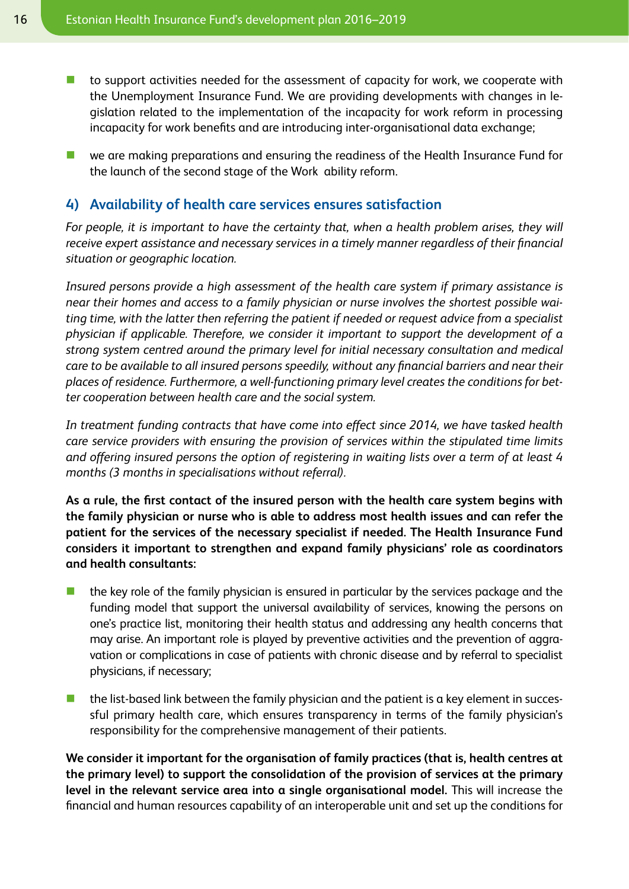- to support activities needed for the assessment of capacity for work, we cooperate with the Unemployment Insurance Fund. We are providing developments with changes in legislation related to the implementation of the incapacity for work reform in processing incapacity for work benefits and are introducing inter-organisational data exchange;
- we are making preparations and ensuring the readiness of the Health Insurance Fund for the launch of the second stage of the Work ability reform.

### 4) Availability of health care services ensures satisfaction

*For people, it is important to have the certainty that, when a health problem arises, they will receive expert assistance and necessary services in a timely manner regardless of their financial situation or geographic location.*

*Insured persons provide a high assessment of the health care system if primary assistance is near their homes and access to a family physician or nurse involves the shortest possible waiting time, with the latter then referring the patient if needed or request advice from a specialist physician if applicable. Therefore, we consider it important to support the development of a strong system centred around the primary level for initial necessary consultation and medical care to be available to all insured persons speedily, without any financial barriers and near their places of residence. Furthermore, a well-functioning primary level creates the conditions for better cooperation between health care and the social system.*

*In treatment funding contracts that have come into effect since 2014, we have tasked health care service providers with ensuring the provision of services within the stipulated time limits and offering insured persons the option of registering in waiting lists over a term of at least 4 months (3 months in specialisations without referral).*

**As a rule, the first contact of the insured person with the health care system begins with the family physician or nurse who is able to address most health issues and can refer the patient for the services of the necessary specialist if needed. The Health Insurance Fund considers it important to strengthen and expand family physicians' role as coordinators and health consultants:**

- the key role of the family physician is ensured in particular by the services package and the funding model that support the universal availability of services, knowing the persons on one's practice list, monitoring their health status and addressing any health concerns that may arise. An important role is played by preventive activities and the prevention of aggravation or complications in case of patients with chronic disease and by referral to specialist physicians, if necessary;
- the list-based link between the family physician and the patient is a key element in successful primary health care, which ensures transparency in terms of the family physician's responsibility for the comprehensive management of their patients.

**We consider it important for the organisation of family practices (that is, health centres at the primary level) to support the consolidation of the provision of services at the primary level in the relevant service area into a single organisational model.** This will increase the financial and human resources capability of an interoperable unit and set up the conditions for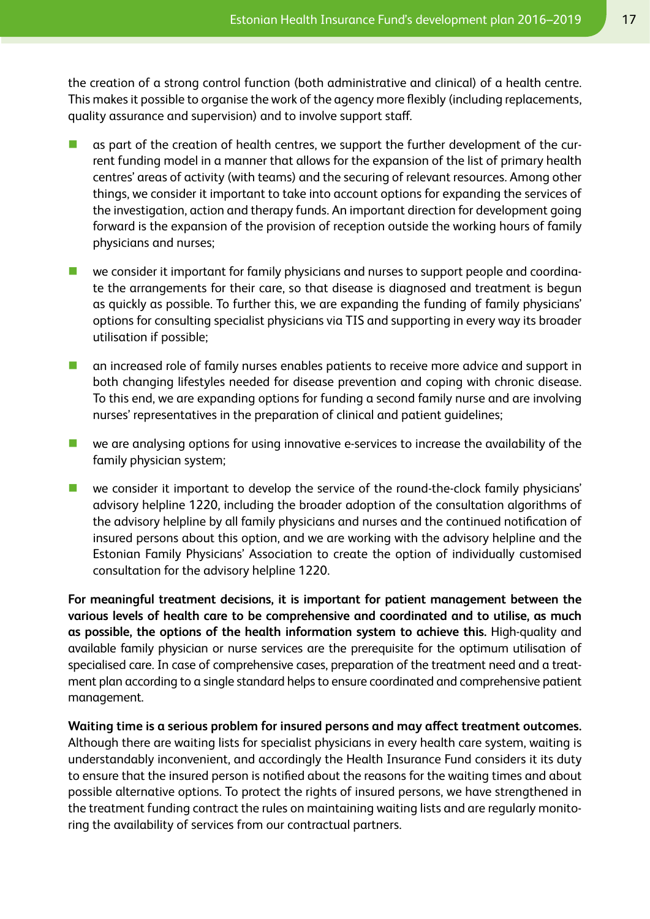the creation of a strong control function (both administrative and clinical) of a health centre. This makes it possible to organise the work of the agency more flexibly (including replacements, quality assurance and supervision) and to involve support staff.

- as part of the creation of health centres, we support the further development of the current funding model in a manner that allows for the expansion of the list of primary health centres' areas of activity (with teams) and the securing of relevant resources. Among other things, we consider it important to take into account options for expanding the services of the investigation, action and therapy funds. An important direction for development going forward is the expansion of the provision of reception outside the working hours of family physicians and nurses;
- we consider it important for family physicians and nurses to support people and coordinate the arrangements for their care, so that disease is diagnosed and treatment is begun as quickly as possible. To further this, we are expanding the funding of family physicians' options for consulting specialist physicians via TIS and supporting in every way its broader utilisation if possible;
- an increased role of family nurses enables patients to receive more advice and support in both changing lifestyles needed for disease prevention and coping with chronic disease. To this end, we are expanding options for funding a second family nurse and are involving nurses' representatives in the preparation of clinical and patient guidelines;
- we are analysing options for using innovative e-services to increase the availability of the family physician system;
- we consider it important to develop the service of the round-the-clock family physicians' advisory helpline 1220, including the broader adoption of the consultation algorithms of the advisory helpline by all family physicians and nurses and the continued notification of insured persons about this option, and we are working with the advisory helpline and the Estonian Family Physicians' Association to create the option of individually customised consultation for the advisory helpline 1220.

**For meaningful treatment decisions, it is important for patient management between the various levels of health care to be comprehensive and coordinated and to utilise, as much as possible, the options of the health information system to achieve this.** High-quality and available family physician or nurse services are the prerequisite for the optimum utilisation of specialised care. In case of comprehensive cases, preparation of the treatment need and a treatment plan according to a single standard helps to ensure coordinated and comprehensive patient management.

**Waiting time is a serious problem for insured persons and may affect treatment outcomes.** Although there are waiting lists for specialist physicians in every health care system, waiting is understandably inconvenient, and accordingly the Health Insurance Fund considers it its duty to ensure that the insured person is notified about the reasons for the waiting times and about possible alternative options. To protect the rights of insured persons, we have strengthened in the treatment funding contract the rules on maintaining waiting lists and are regularly monitoring the availability of services from our contractual partners.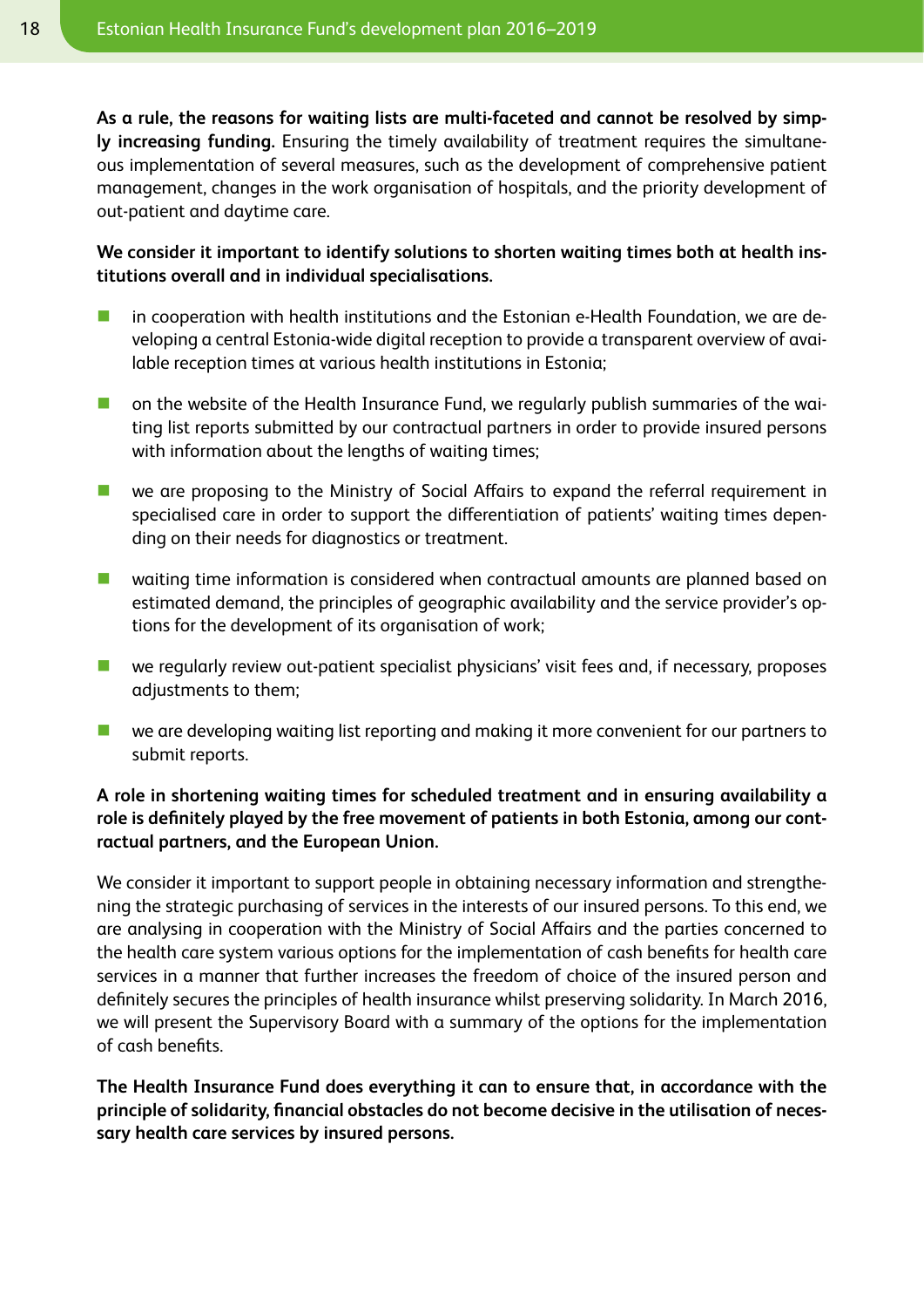**As a rule, the reasons for waiting lists are multi-faceted and cannot be resolved by simply increasing funding.** Ensuring the timely availability of treatment requires the simultaneous implementation of several measures, such as the development of comprehensive patient management, changes in the work organisation of hospitals, and the priority development of out-patient and daytime care.

**We consider it important to identify solutions to shorten waiting times both at health institutions overall and in individual specialisations.**

- in cooperation with health institutions and the Estonian e-Health Foundation, we are developing a central Estonia-wide digital reception to provide a transparent overview of available reception times at various health institutions in Estonia;
- on the website of the Health Insurance Fund, we regularly publish summaries of the waiting list reports submitted by our contractual partners in order to provide insured persons with information about the lengths of waiting times;
- we are proposing to the Ministry of Social Affairs to expand the referral requirement in specialised care in order to support the differentiation of patients' waiting times depending on their needs for diagnostics or treatment.
- waiting time information is considered when contractual amounts are planned based on estimated demand, the principles of geographic availability and the service provider's options for the development of its organisation of work;
- we regularly review out-patient specialist physicians' visit fees and, if necessary, proposes adjustments to them;
- we are developing waiting list reporting and making it more convenient for our partners to submit reports.

**A role in shortening waiting times for scheduled treatment and in ensuring availability a role is definitely played by the free movement of patients in both Estonia, among our contractual partners, and the European Union.**

We consider it important to support people in obtaining necessary information and strengthening the strategic purchasing of services in the interests of our insured persons. To this end, we are analysing in cooperation with the Ministry of Social Affairs and the parties concerned to the health care system various options for the implementation of cash benefits for health care services in a manner that further increases the freedom of choice of the insured person and definitely secures the principles of health insurance whilst preserving solidarity. In March 2016, we will present the Supervisory Board with a summary of the options for the implementation of cash benefits.

**The Health Insurance Fund does everything it can to ensure that, in accordance with the principle of solidarity, financial obstacles do not become decisive in the utilisation of necessary health care services by insured persons.**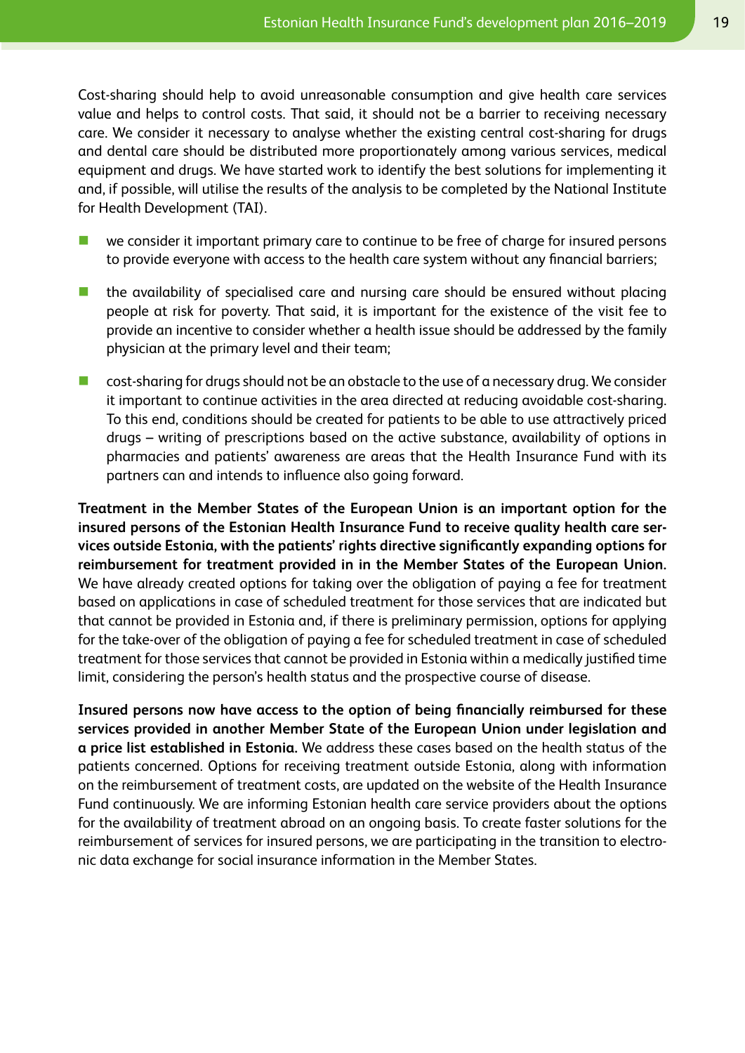Cost-sharing should help to avoid unreasonable consumption and give health care services value and helps to control costs. That said, it should not be a barrier to receiving necessary care. We consider it necessary to analyse whether the existing central cost-sharing for drugs and dental care should be distributed more proportionately among various services, medical equipment and drugs. We have started work to identify the best solutions for implementing it and, if possible, will utilise the results of the analysis to be completed by the National Institute for Health Development (TAI).

- we consider it important primary care to continue to be free of charge for insured persons to provide everyone with access to the health care system without any financial barriers;
- the availability of specialised care and nursing care should be ensured without placing people at risk for poverty. That said, it is important for the existence of the visit fee to provide an incentive to consider whether a health issue should be addressed by the family physician at the primary level and their team;
- cost-sharing for drugs should not be an obstacle to the use of a necessary drug. We consider it important to continue activities in the area directed at reducing avoidable cost-sharing. To this end, conditions should be created for patients to be able to use attractively priced drugs – writing of prescriptions based on the active substance, availability of options in pharmacies and patients' awareness are areas that the Health Insurance Fund with its partners can and intends to influence also going forward.

**Treatment in the Member States of the European Union is an important option for the insured persons of the Estonian Health Insurance Fund to receive quality health care services outside Estonia, with the patients' rights directive significantly expanding options for reimbursement for treatment provided in in the Member States of the European Union.** We have already created options for taking over the obligation of paying a fee for treatment based on applications in case of scheduled treatment for those services that are indicated but that cannot be provided in Estonia and, if there is preliminary permission, options for applying for the take-over of the obligation of paying a fee for scheduled treatment in case of scheduled treatment for those services that cannot be provided in Estonia within a medically justified time limit, considering the person's health status and the prospective course of disease.

**Insured persons now have access to the option of being financially reimbursed for these services provided in another Member State of the European Union under legislation and a price list established in Estonia.** We address these cases based on the health status of the patients concerned. Options for receiving treatment outside Estonia, along with information on the reimbursement of treatment costs, are updated on the website of the Health Insurance Fund continuously. We are informing Estonian health care service providers about the options for the availability of treatment abroad on an ongoing basis. To create faster solutions for the reimbursement of services for insured persons, we are participating in the transition to electronic data exchange for social insurance information in the Member States.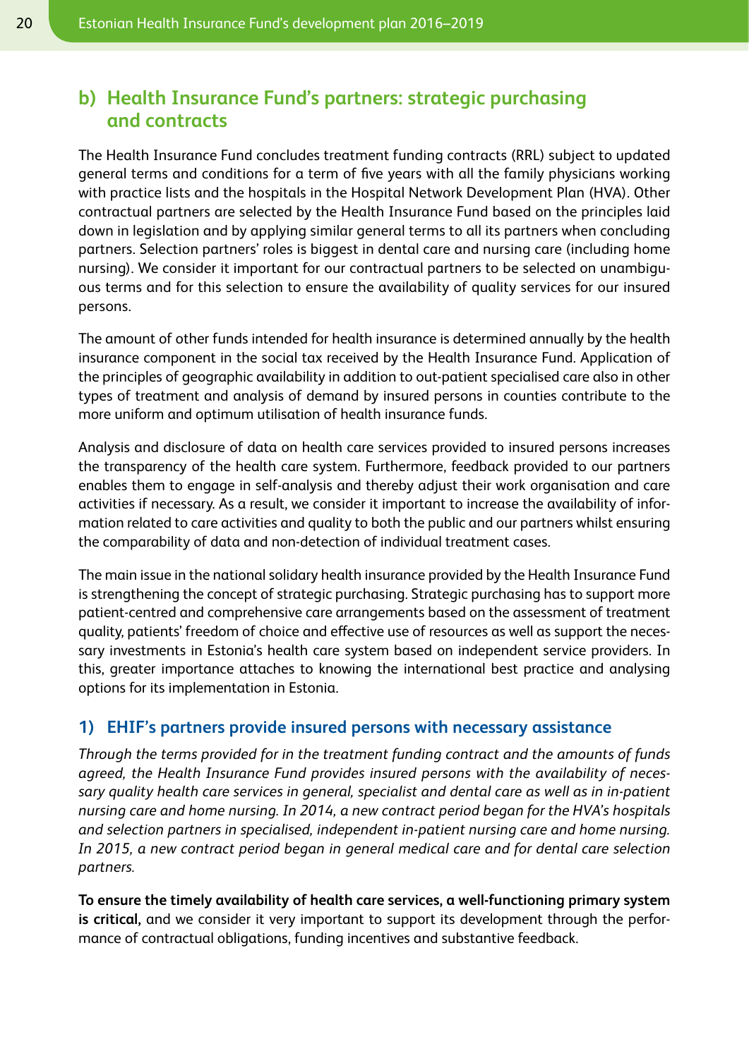## b) Health Insurance Fund's partners: strategic purchasing and contracts

The Health Insurance Fund concludes treatment funding contracts (RRL) subject to updated general terms and conditions for a term of five years with all the family physicians working with practice lists and the hospitals in the Hospital Network Development Plan (HVA). Other contractual partners are selected by the Health Insurance Fund based on the principles laid down in legislation and by applying similar general terms to all its partners when concluding partners. Selection partners' roles is biggest in dental care and nursing care (including home nursing). We consider it important for our contractual partners to be selected on unambiguous terms and for this selection to ensure the availability of quality services for our insured persons.

The amount of other funds intended for health insurance is determined annually by the health insurance component in the social tax received by the Health Insurance Fund. Application of the principles of geographic availability in addition to out-patient specialised care also in other types of treatment and analysis of demand by insured persons in counties contribute to the more uniform and optimum utilisation of health insurance funds.

Analysis and disclosure of data on health care services provided to insured persons increases the transparency of the health care system. Furthermore, feedback provided to our partners enables them to engage in self-analysis and thereby adjust their work organisation and care activities if necessary. As a result, we consider it important to increase the availability of information related to care activities and quality to both the public and our partners whilst ensuring the comparability of data and non-detection of individual treatment cases.

The main issue in the national solidary health insurance provided by the Health Insurance Fund is strengthening the concept of strategic purchasing. Strategic purchasing has to support more patient-centred and comprehensive care arrangements based on the assessment of treatment quality, patients' freedom of choice and effective use of resources as well as support the necessary investments in Estonia's health care system based on independent service providers. In this, greater importance attaches to knowing the international best practice and analysing options for its implementation in Estonia.

### 1) EHIF's partners provide insured persons with necessary assistance

*Through the terms provided for in the treatment funding contract and the amounts of funds agreed, the Health Insurance Fund provides insured persons with the availability of necessary quality health care services in general, specialist and dental care as well as in in-patient nursing care and home nursing. In 2014, a new contract period began for the HVA's hospitals and selection partners in specialised, independent in-patient nursing care and home nursing. In 2015, a new contract period began in general medical care and for dental care selection partners.*

**To ensure the timely availability of health care services, a well-functioning primary system is critical,** and we consider it very important to support its development through the performance of contractual obligations, funding incentives and substantive feedback.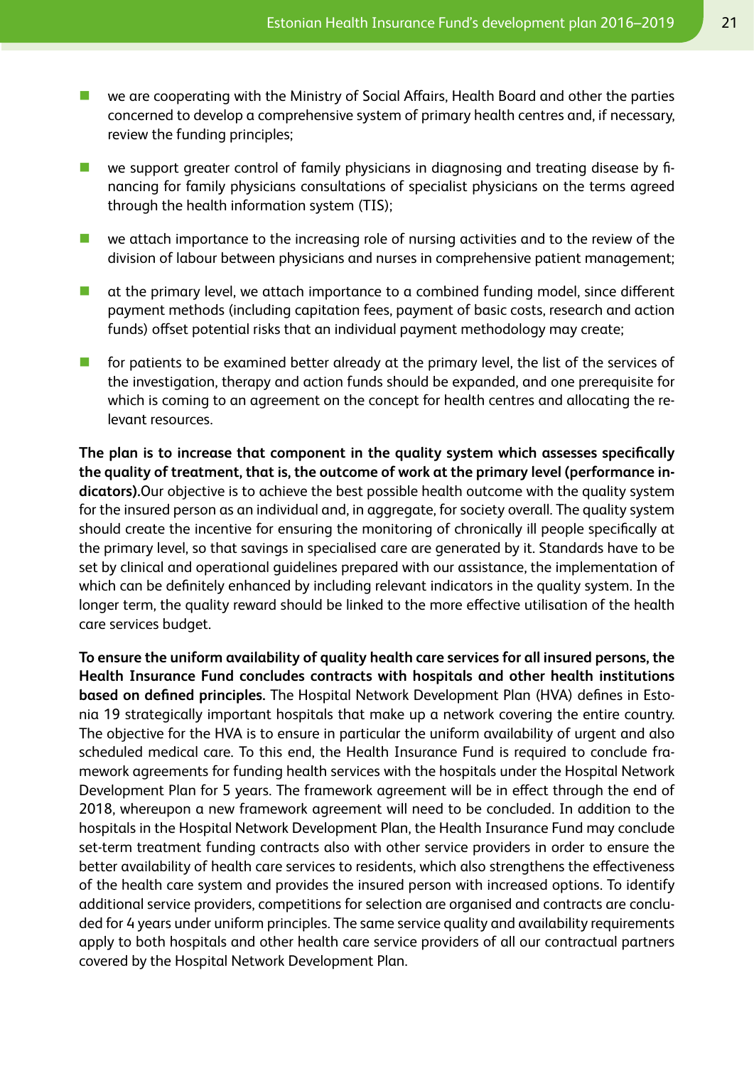- we are cooperating with the Ministry of Social Affairs, Health Board and other the parties concerned to develop a comprehensive system of primary health centres and, if necessary, review the funding principles;
- we support greater control of family physicians in diagnosing and treating disease by financing for family physicians consultations of specialist physicians on the terms agreed through the health information system (TIS);
- we attach importance to the increasing role of nursing activities and to the review of the division of labour between physicians and nurses in comprehensive patient management;
- at the primary level, we attach importance to a combined funding model, since different payment methods (including capitation fees, payment of basic costs, research and action funds) offset potential risks that an individual payment methodology may create;
- for patients to be examined better already at the primary level, the list of the services of the investigation, therapy and action funds should be expanded, and one prerequisite for which is coming to an agreement on the concept for health centres and allocating the relevant resources.

**The plan is to increase that component in the quality system which assesses specifically the quality of treatment, that is, the outcome of work at the primary level (performance indicators).**Our objective is to achieve the best possible health outcome with the quality system for the insured person as an individual and, in aggregate, for society overall. The quality system should create the incentive for ensuring the monitoring of chronically ill people specifically at the primary level, so that savings in specialised care are generated by it. Standards have to be set by clinical and operational guidelines prepared with our assistance, the implementation of which can be definitely enhanced by including relevant indicators in the quality system. In the longer term, the quality reward should be linked to the more effective utilisation of the health care services budget.

**To ensure the uniform availability of quality health care services for all insured persons, the Health Insurance Fund concludes contracts with hospitals and other health institutions based on defined principles.** The Hospital Network Development Plan (HVA) defines in Estonia 19 strategically important hospitals that make up a network covering the entire country. The objective for the HVA is to ensure in particular the uniform availability of urgent and also scheduled medical care. To this end, the Health Insurance Fund is required to conclude framework agreements for funding health services with the hospitals under the Hospital Network Development Plan for 5 years. The framework agreement will be in effect through the end of 2018, whereupon a new framework agreement will need to be concluded. In addition to the hospitals in the Hospital Network Development Plan, the Health Insurance Fund may conclude set-term treatment funding contracts also with other service providers in order to ensure the better availability of health care services to residents, which also strengthens the effectiveness of the health care system and provides the insured person with increased options. To identify additional service providers, competitions for selection are organised and contracts are concluded for 4 years under uniform principles. The same service quality and availability requirements apply to both hospitals and other health care service providers of all our contractual partners covered by the Hospital Network Development Plan.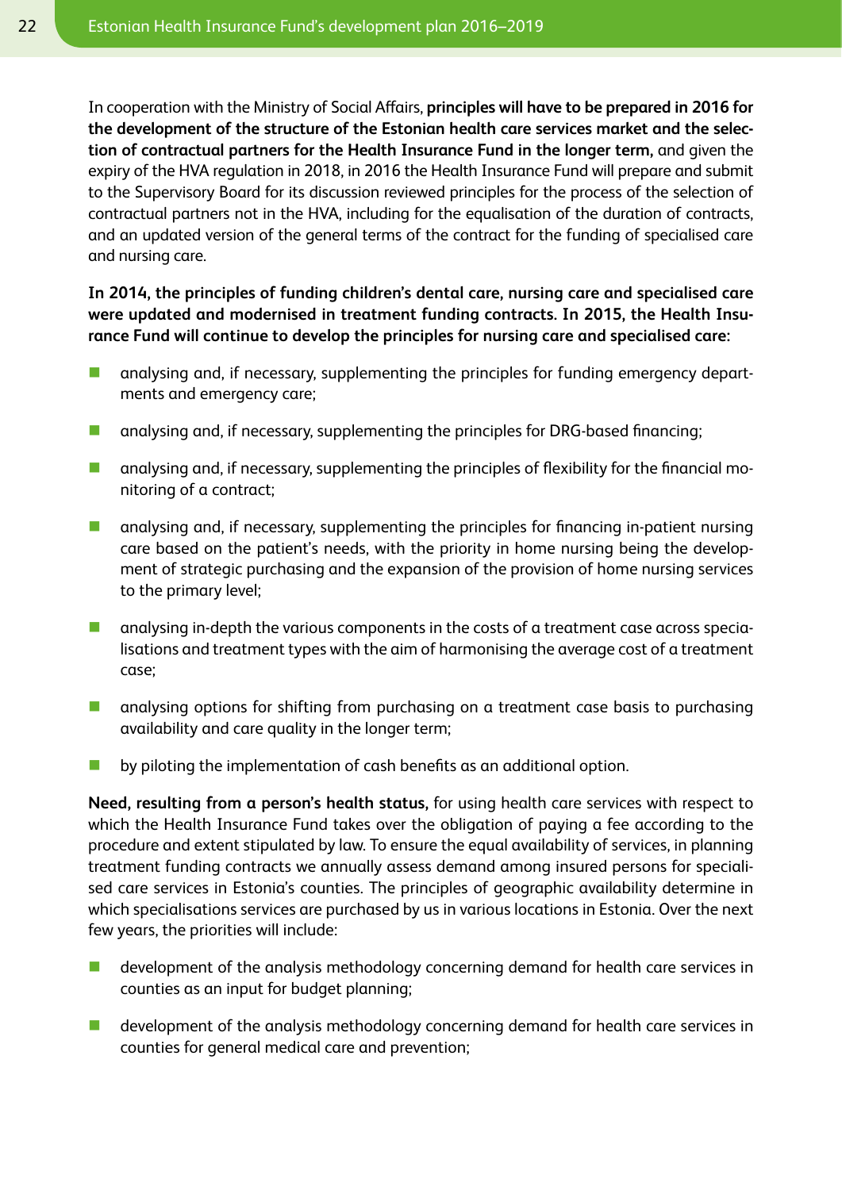In cooperation with the Ministry of Social Affairs, **principles will have to be prepared in 2016 for the development of the structure of the Estonian health care services market and the selection of contractual partners for the Health Insurance Fund in the longer term,** and given the expiry of the HVA regulation in 2018, in 2016 the Health Insurance Fund will prepare and submit to the Supervisory Board for its discussion reviewed principles for the process of the selection of contractual partners not in the HVA, including for the equalisation of the duration of contracts, and an updated version of the general terms of the contract for the funding of specialised care and nursing care.

**In 2014, the principles of funding children's dental care, nursing care and specialised care were updated and modernised in treatment funding contracts. In 2015, the Health Insurance Fund will continue to develop the principles for nursing care and specialised care**:

- analysing and, if necessary, supplementing the principles for funding emergency departments and emergency care;
- analysing and, if necessary, supplementing the principles for DRG-based financing;
- analysing and, if necessary, supplementing the principles of flexibility for the financial monitoring of a contract;
- analysing and, if necessary, supplementing the principles for financing in-patient nursing care based on the patient's needs, with the priority in home nursing being the development of strategic purchasing and the expansion of the provision of home nursing services to the primary level;
- analysing in-depth the various components in the costs of a treatment case across specialisations and treatment types with the aim of harmonising the average cost of a treatment case;
- analysing options for shifting from purchasing on a treatment case basis to purchasing availability and care quality in the longer term;
- by piloting the implementation of cash benefits as an additional option.

**Need, resulting from a person's health status,** for using health care services with respect to which the Health Insurance Fund takes over the obligation of paying a fee according to the procedure and extent stipulated by law. To ensure the equal availability of services, in planning treatment funding contracts we annually assess demand among insured persons for specialised care services in Estonia's counties. The principles of geographic availability determine in which specialisations services are purchased by us in various locations in Estonia. Over the next few years, the priorities will include:

- development of the analysis methodology concerning demand for health care services in counties as an input for budget planning;
- development of the analysis methodology concerning demand for health care services in counties for general medical care and prevention;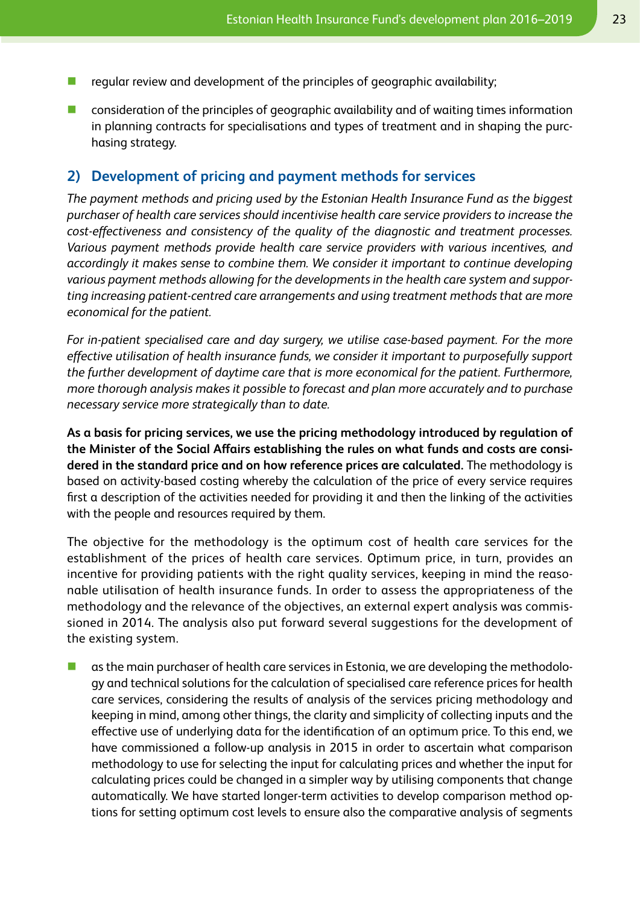- regular review and development of the principles of geographic availability;
- consideration of the principles of geographic availability and of waiting times information in planning contracts for specialisations and types of treatment and in shaping the purchasing strategy.

## 2) Development of pricing and payment methods for services

*The payment methods and pricing used by the Estonian Health Insurance Fund as the biggest purchaser of health care services should incentivise health care service providers to increase the cost-effectiveness and consistency of the quality of the diagnostic and treatment processes. Various payment methods provide health care service providers with various incentives, and accordingly it makes sense to combine them. We consider it important to continue developing various payment methods allowing for the developments in the health care system and supporting increasing patient-centred care arrangements and using treatment methods that are more economical for the patient.*

*For in-patient specialised care and day surgery, we utilise case-based payment. For the more effective utilisation of health insurance funds, we consider it important to purposefully support the further development of daytime care that is more economical for the patient. Furthermore, more thorough analysis makes it possible to forecast and plan more accurately and to purchase necessary service more strategically than to date.*

**As a basis for pricing services, we use the pricing methodology introduced by regulation of the Minister of the Social Affairs establishing the rules on what funds and costs are considered in the standard price and on how reference prices are calculated.** The methodology is based on activity-based costing whereby the calculation of the price of every service requires first a description of the activities needed for providing it and then the linking of the activities with the people and resources required by them.

The objective for the methodology is the optimum cost of health care services for the establishment of the prices of health care services. Optimum price, in turn, provides an incentive for providing patients with the right quality services, keeping in mind the reasonable utilisation of health insurance funds. In order to assess the appropriateness of the methodology and the relevance of the objectives, an external expert analysis was commissioned in 2014. The analysis also put forward several suggestions for the development of the existing system.

- as the main purchaser of health care services in Estonia, we are developing the methodology and technical solutions for the calculation of specialised care reference prices for health care services, considering the results of analysis of the services pricing methodology and keeping in mind, among other things, the clarity and simplicity of collecting inputs and the effective use of underlying data for the identification of an optimum price. To this end, we have commissioned a follow-up analysis in 2015 in order to ascertain what comparison methodology to use for selecting the input for calculating prices and whether the input for calculating prices could be changed in a simpler way by utilising components that change automatically. We have started longer-term activities to develop comparison method options for setting optimum cost levels to ensure also the comparative analysis of segments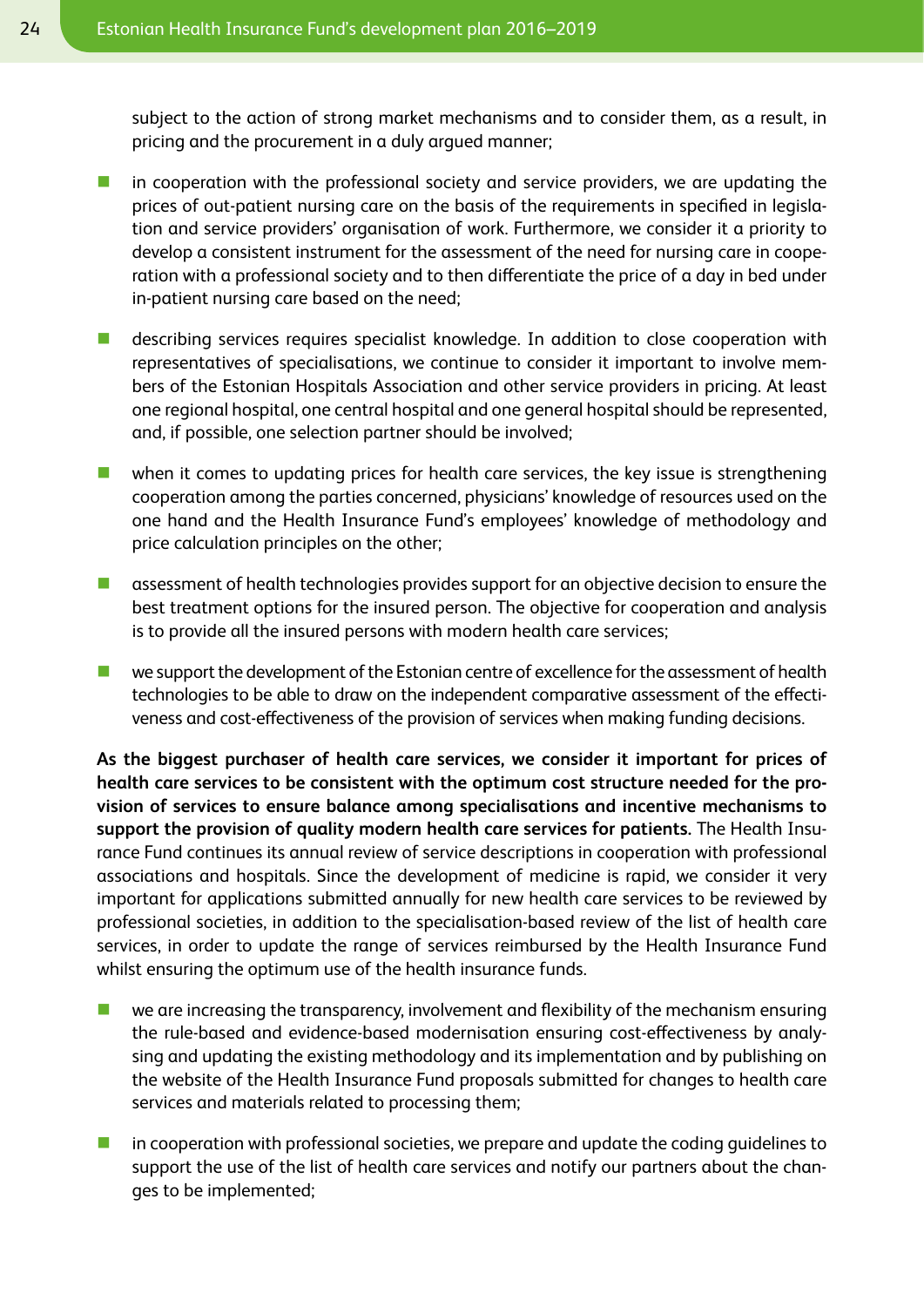subject to the action of strong market mechanisms and to consider them, as a result, in pricing and the procurement in a duly argued manner;

- in cooperation with the professional society and service providers, we are updating the prices of out-patient nursing care on the basis of the requirements in specified in legislation and service providers' organisation of work. Furthermore, we consider it a priority to develop a consistent instrument for the assessment of the need for nursing care in cooperation with a professional society and to then differentiate the price of a day in bed under in-patient nursing care based on the need;
- describing services requires specialist knowledge. In addition to close cooperation with representatives of specialisations, we continue to consider it important to involve members of the Estonian Hospitals Association and other service providers in pricing. At least one regional hospital, one central hospital and one general hospital should be represented, and, if possible, one selection partner should be involved;
- when it comes to updating prices for health care services, the key issue is strengthening cooperation among the parties concerned, physicians' knowledge of resources used on the one hand and the Health Insurance Fund's employees' knowledge of methodology and price calculation principles on the other;
- assessment of health technologies provides support for an objective decision to ensure the best treatment options for the insured person. The objective for cooperation and analysis is to provide all the insured persons with modern health care services;
- we support the development of the Estonian centre of excellence for the assessment of health technologies to be able to draw on the independent comparative assessment of the effectiveness and cost-effectiveness of the provision of services when making funding decisions.

**As the biggest purchaser of health care services, we consider it important for prices of health care services to be consistent with the optimum cost structure needed for the provision of services to ensure balance among specialisations and incentive mechanisms to support the provision of quality modern health care services for patients.** The Health Insurance Fund continues its annual review of service descriptions in cooperation with professional associations and hospitals. Since the development of medicine is rapid, we consider it very important for applications submitted annually for new health care services to be reviewed by professional societies, in addition to the specialisation-based review of the list of health care services, in order to update the range of services reimbursed by the Health Insurance Fund whilst ensuring the optimum use of the health insurance funds.

- we are increasing the transparency, involvement and flexibility of the mechanism ensuring the rule-based and evidence-based modernisation ensuring cost-effectiveness by analysing and updating the existing methodology and its implementation and by publishing on the website of the Health Insurance Fund proposals submitted for changes to health care services and materials related to processing them;
- in cooperation with professional societies, we prepare and update the coding guidelines to support the use of the list of health care services and notify our partners about the changes to be implemented;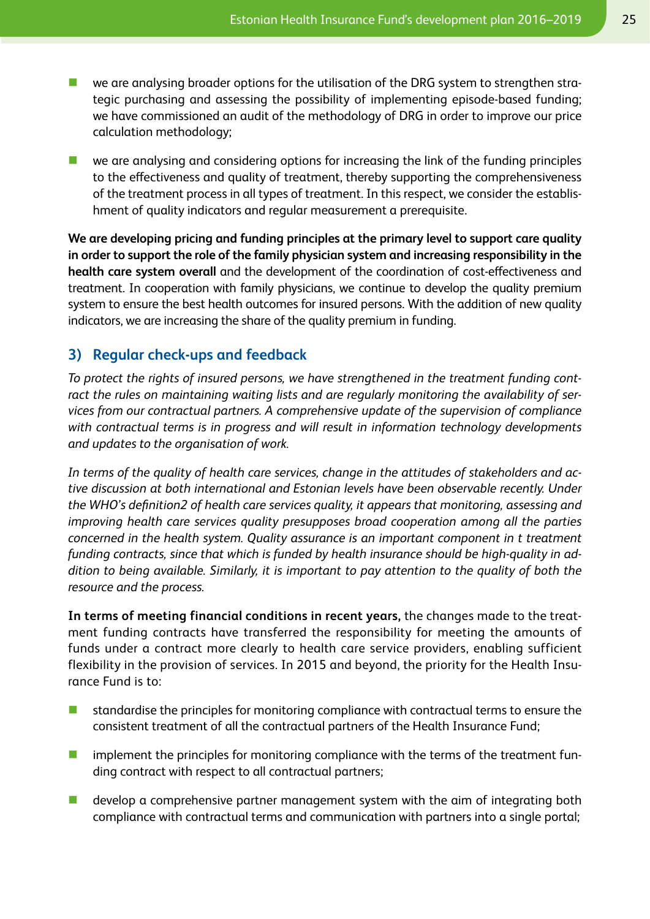- we are analysing broader options for the utilisation of the DRG system to strengthen strategic purchasing and assessing the possibility of implementing episode-based funding; we have commissioned an audit of the methodology of DRG in order to improve our price calculation methodology;
- we are analysing and considering options for increasing the link of the funding principles to the effectiveness and quality of treatment, thereby supporting the comprehensiveness of the treatment process in all types of treatment. In this respect, we consider the establishment of quality indicators and regular measurement a prerequisite.

**We are developing pricing and funding principles at the primary level to support care quality in order to support the role of the family physician system and increasing responsibility in the health care system overall** and the development of the coordination of cost-effectiveness and treatment. In cooperation with family physicians, we continue to develop the quality premium system to ensure the best health outcomes for insured persons. With the addition of new quality indicators, we are increasing the share of the quality premium in funding.

### 3) Regular check-ups and feedback

*To protect the rights of insured persons, we have strengthened in the treatment funding contract the rules on maintaining waiting lists and are regularly monitoring the availability of services from our contractual partners. A comprehensive update of the supervision of compliance with contractual terms is in progress and will result in information technology developments and updates to the organisation of work.*

*In terms of the quality of health care services, change in the attitudes of stakeholders and active discussion at both international and Estonian levels have been observable recently. Under the WHO's definition2 of health care services quality, it appears that monitoring, assessing and improving health care services quality presupposes broad cooperation among all the parties concerned in the health system. Quality assurance is an important component in t treatment funding contracts, since that which is funded by health insurance should be high-quality in addition to being available. Similarly, it is important to pay attention to the quality of both the resource and the process.*

**In terms of meeting financial conditions in recent years,** the changes made to the treatment funding contracts have transferred the responsibility for meeting the amounts of funds under a contract more clearly to health care service providers, enabling sufficient flexibility in the provision of services. In 2015 and beyond, the priority for the Health Insurance Fund is to:

- standardise the principles for monitoring compliance with contractual terms to ensure the consistent treatment of all the contractual partners of the Health Insurance Fund;
- implement the principles for monitoring compliance with the terms of the treatment funding contract with respect to all contractual partners;
- develop a comprehensive partner management system with the aim of integrating both compliance with contractual terms and communication with partners into a single portal;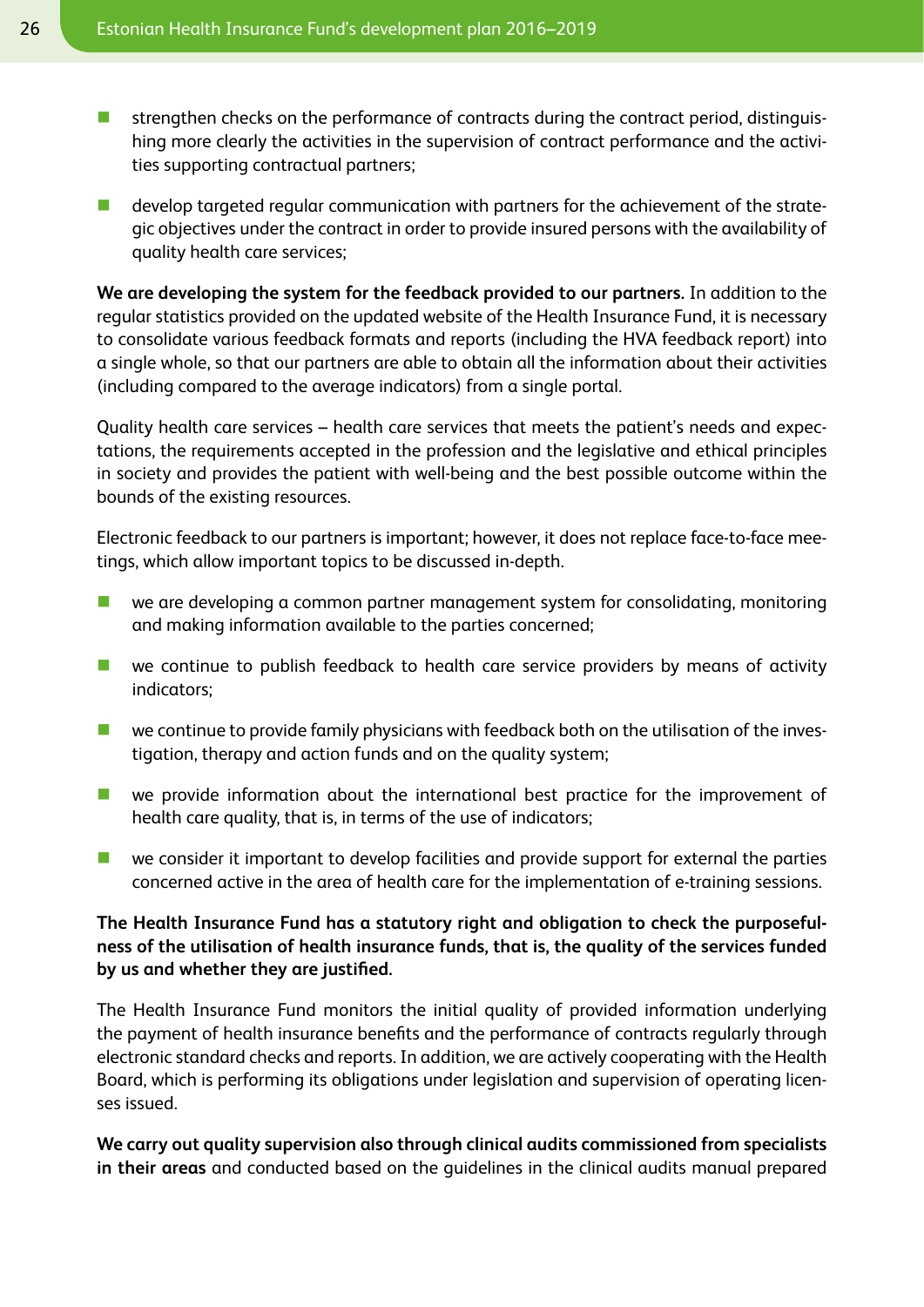- strengthen checks on the performance of contracts during the contract period, distinguishing more clearly the activities in the supervision of contract performance and the activities supporting contractual partners;
- develop targeted regular communication with partners for the achievement of the strategic objectives under the contract in order to provide insured persons with the availability of quality health care services;

**We are developing the system for the feedback provided to our partners.** In addition to the regular statistics provided on the updated website of the Health Insurance Fund, it is necessary to consolidate various feedback formats and reports (including the HVA feedback report) into a single whole, so that our partners are able to obtain all the information about their activities (including compared to the average indicators) from a single portal.

Quality health care services – health care services that meets the patient's needs and expectations, the requirements accepted in the profession and the legislative and ethical principles in society and provides the patient with well-being and the best possible outcome within the bounds of the existing resources.

Electronic feedback to our partners is important; however, it does not replace face-to-face meetings, which allow important topics to be discussed in-depth.

- we are developing a common partner management system for consolidating, monitoring and making information available to the parties concerned;
- we continue to publish feedback to health care service providers by means of activity indicators;
- we continue to provide family physicians with feedback both on the utilisation of the investigation, therapy and action funds and on the quality system;
- we provide information about the international best practice for the improvement of health care quality, that is, in terms of the use of indicators;
- we consider it important to develop facilities and provide support for external the parties concerned active in the area of health care for the implementation of e-training sessions.

**The Health Insurance Fund has a statutory right and obligation to check the purposefulness of the utilisation of health insurance funds, that is, the quality of the services funded by us and whether they are justified.**

The Health Insurance Fund monitors the initial quality of provided information underlying the payment of health insurance benefits and the performance of contracts regularly through electronic standard checks and reports. In addition, we are actively cooperating with the Health Board, which is performing its obligations under legislation and supervision of operating licenses issued.

**We carry out quality supervision also through clinical audits commissioned from specialists in their areas** and conducted based on the guidelines in the clinical audits manual prepared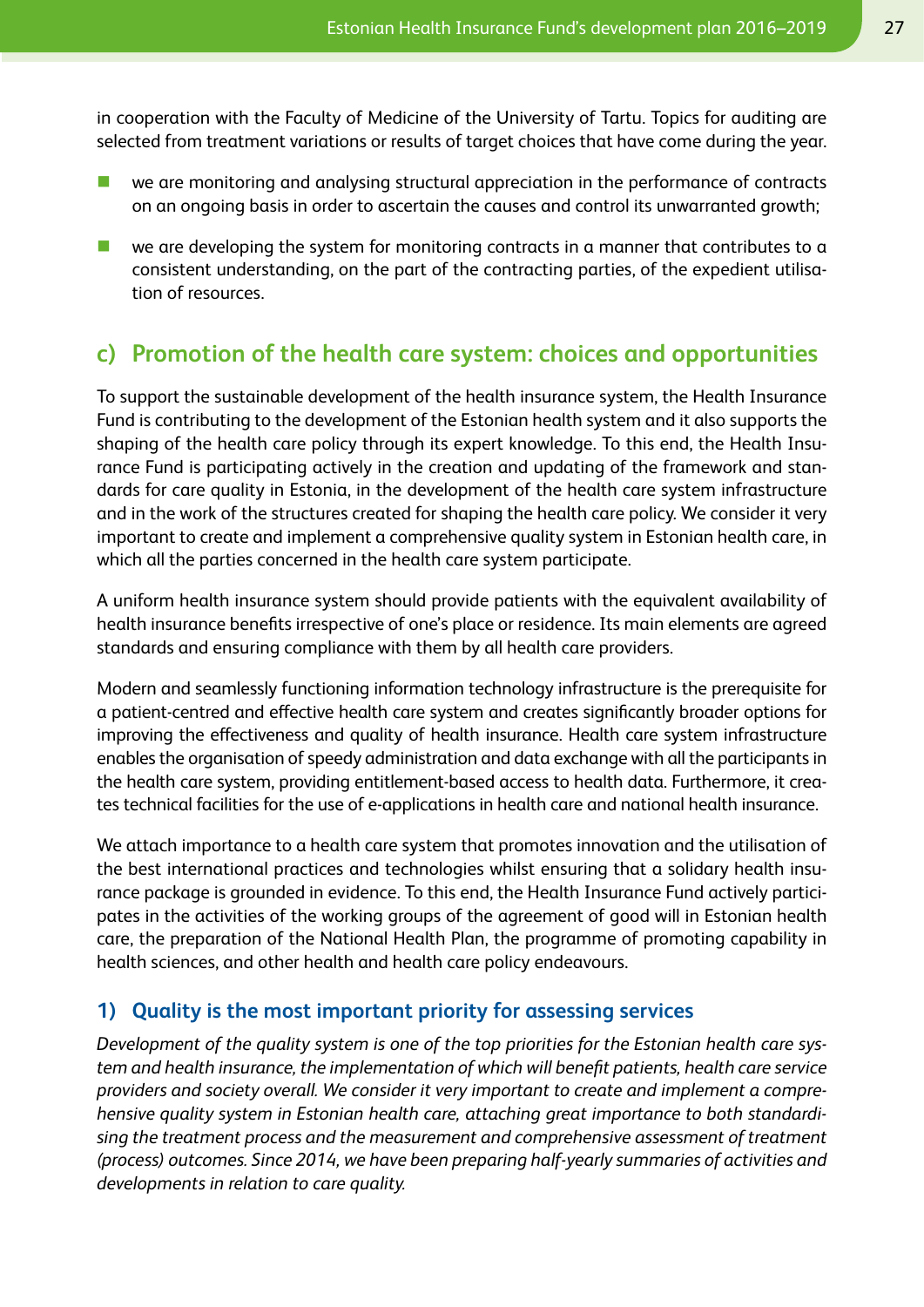in cooperation with the Faculty of Medicine of the University of Tartu. Topics for auditing are selected from treatment variations or results of target choices that have come during the year.

- we are monitoring and analysing structural appreciation in the performance of contracts on an ongoing basis in order to ascertain the causes and control its unwarranted growth;
- we are developing the system for monitoring contracts in a manner that contributes to a consistent understanding, on the part of the contracting parties, of the expedient utilisation of resources.

## c) Promotion of the health care system: choices and opportunities

To support the sustainable development of the health insurance system, the Health Insurance Fund is contributing to the development of the Estonian health system and it also supports the shaping of the health care policy through its expert knowledge. To this end, the Health Insurance Fund is participating actively in the creation and updating of the framework and standards for care quality in Estonia, in the development of the health care system infrastructure and in the work of the structures created for shaping the health care policy. We consider it very important to create and implement a comprehensive quality system in Estonian health care, in which all the parties concerned in the health care system participate.

A uniform health insurance system should provide patients with the equivalent availability of health insurance benefits irrespective of one's place or residence. Its main elements are agreed standards and ensuring compliance with them by all health care providers.

Modern and seamlessly functioning information technology infrastructure is the prerequisite for a patient-centred and effective health care system and creates significantly broader options for improving the effectiveness and quality of health insurance. Health care system infrastructure enables the organisation of speedy administration and data exchange with all the participants in the health care system, providing entitlement-based access to health data. Furthermore, it creates technical facilities for the use of e-applications in health care and national health insurance.

We attach importance to a health care system that promotes innovation and the utilisation of the best international practices and technologies whilst ensuring that a solidary health insurance package is grounded in evidence. To this end, the Health Insurance Fund actively participates in the activities of the working groups of the agreement of good will in Estonian health care, the preparation of the National Health Plan, the programme of promoting capability in health sciences, and other health and health care policy endeavours.

### 1) Quality is the most important priority for assessing services

*Development of the quality system is one of the top priorities for the Estonian health care system and health insurance, the implementation of which will benefit patients, health care service providers and society overall. We consider it very important to create and implement a comprehensive quality system in Estonian health care, attaching great importance to both standardising the treatment process and the measurement and comprehensive assessment of treatment (process) outcomes. Since 2014, we have been preparing half-yearly summaries of activities and developments in relation to care quality.*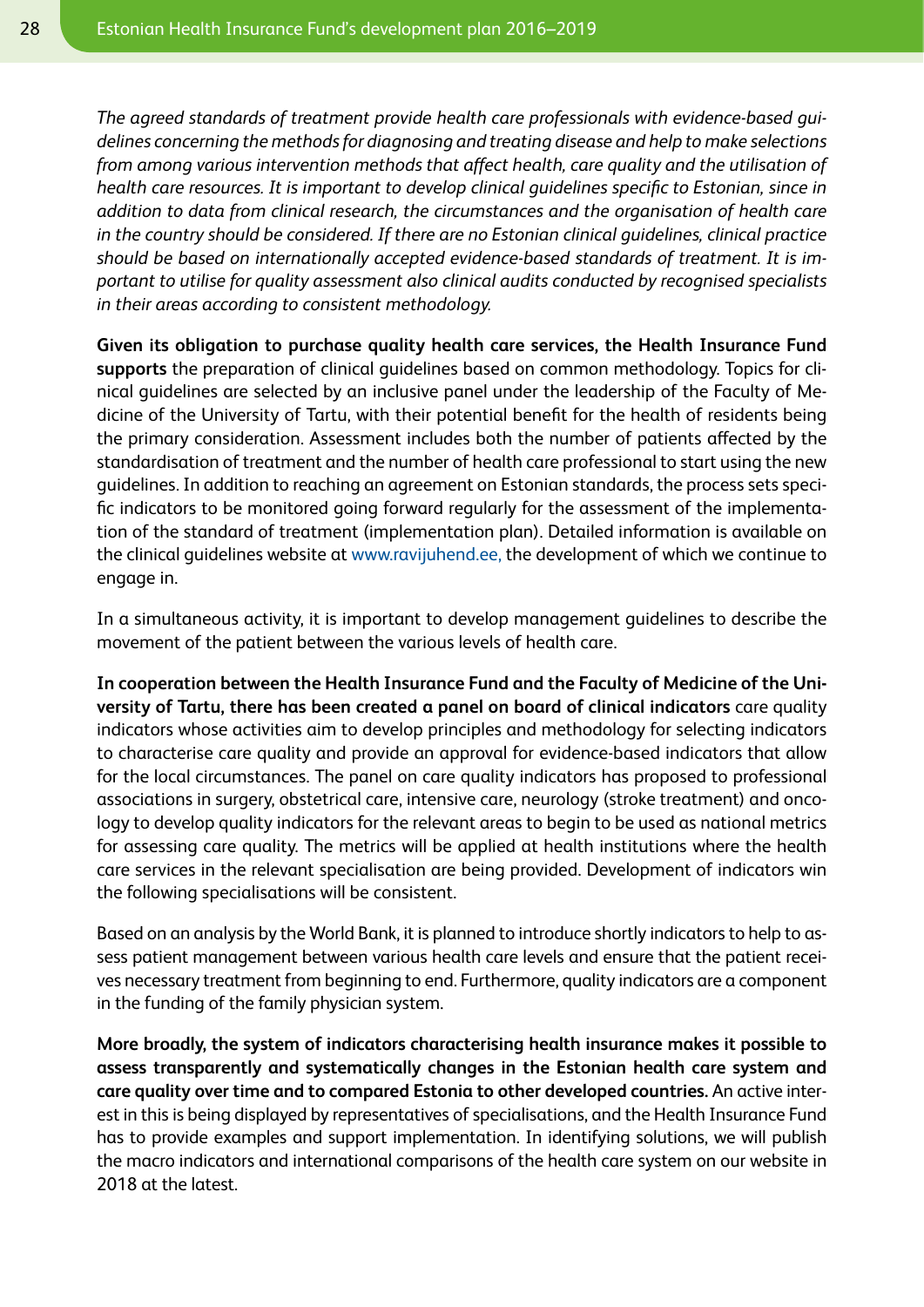*The agreed standards of treatment provide health care professionals with evidence-based guidelines concerning the methods for diagnosing and treating disease and help to make selections from among various intervention methods that affect health, care quality and the utilisation of health care resources. It is important to develop clinical guidelines specific to Estonian, since in addition to data from clinical research, the circumstances and the organisation of health care in the country should be considered. If there are no Estonian clinical guidelines, clinical practice should be based on internationally accepted evidence-based standards of treatment. It is important to utilise for quality assessment also clinical audits conducted by recognised specialists in their areas according to consistent methodology.*

**Given its obligation to purchase quality health care services, the Health Insurance Fund supports** the preparation of clinical guidelines based on common methodology. Topics for clinical guidelines are selected by an inclusive panel under the leadership of the Faculty of Medicine of the University of Tartu, with their potential benefit for the health of residents being the primary consideration. Assessment includes both the number of patients affected by the standardisation of treatment and the number of health care professional to start using the new guidelines. In addition to reaching an agreement on Estonian standards, the process sets specific indicators to be monitored going forward regularly for the assessment of the implementation of the standard of treatment (implementation plan). Detailed information is available on the clinical guidelines website at www.ravijuhend.ee, the development of which we continue to engage in.

In a simultaneous activity, it is important to develop management guidelines to describe the movement of the patient between the various levels of health care.

**In cooperation between the Health Insurance Fund and the Faculty of Medicine of the University of Tartu, there has been created a panel on board of clinical indicators** care quality indicators whose activities aim to develop principles and methodology for selecting indicators to characterise care quality and provide an approval for evidence-based indicators that allow for the local circumstances. The panel on care quality indicators has proposed to professional associations in surgery, obstetrical care, intensive care, neurology (stroke treatment) and oncology to develop quality indicators for the relevant areas to begin to be used as national metrics for assessing care quality. The metrics will be applied at health institutions where the health care services in the relevant specialisation are being provided. Development of indicators win the following specialisations will be consistent.

Based on an analysis by the World Bank, it is planned to introduce shortly indicators to help to assess patient management between various health care levels and ensure that the patient receives necessary treatment from beginning to end. Furthermore, quality indicators are a component in the funding of the family physician system.

**More broadly, the system of indicators characterising health insurance makes it possible to assess transparently and systematically changes in the Estonian health care system and care quality over time and to compared Estonia to other developed countries.** An active interest in this is being displayed by representatives of specialisations, and the Health Insurance Fund has to provide examples and support implementation. In identifying solutions, we will publish the macro indicators and international comparisons of the health care system on our website in 2018 at the latest.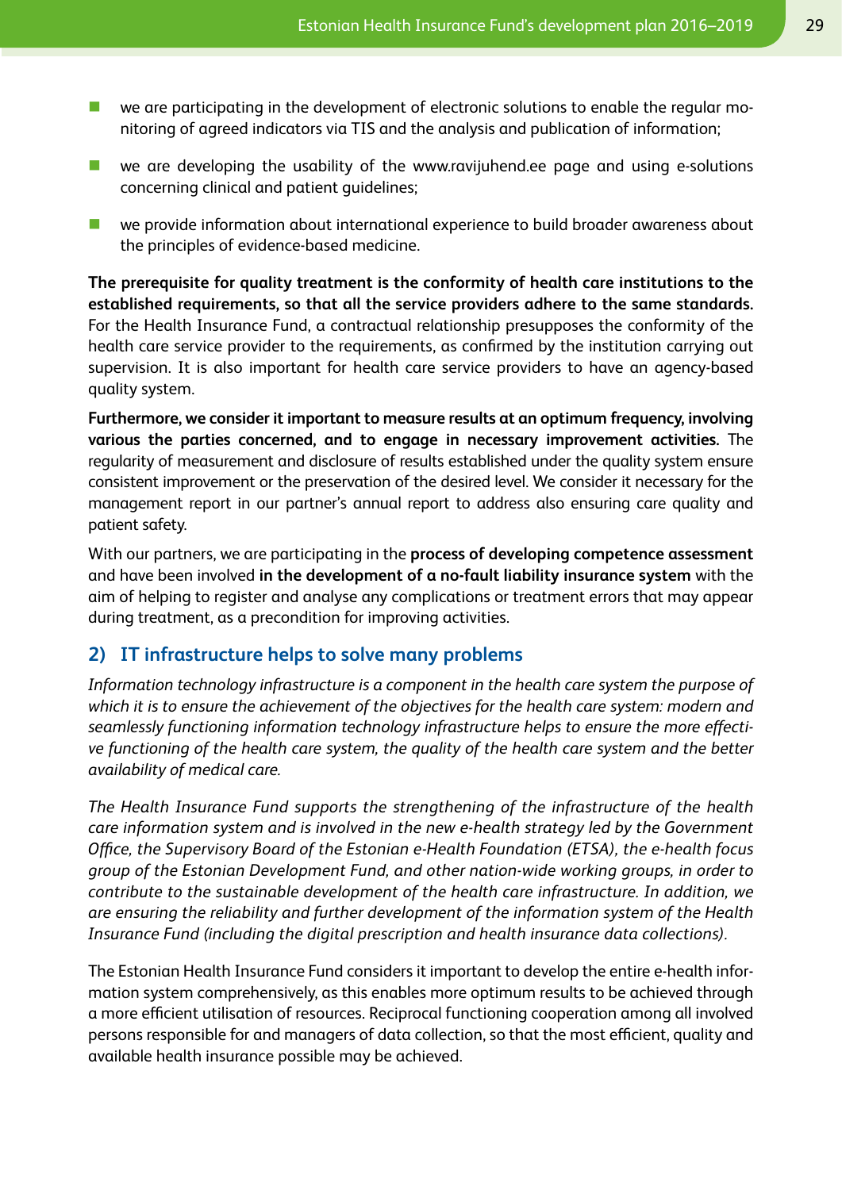- we are participating in the development of electronic solutions to enable the regular monitoring of agreed indicators via TIS and the analysis and publication of information;
- we are developing the usability of the www.ravijuhend.ee page and using e-solutions concerning clinical and patient guidelines;
- we provide information about international experience to build broader awareness about the principles of evidence-based medicine.

**The prerequisite for quality treatment is the conformity of health care institutions to the established requirements, so that all the service providers adhere to the same standards.** For the Health Insurance Fund, a contractual relationship presupposes the conformity of the health care service provider to the requirements, as confirmed by the institution carrying out supervision. It is also important for health care service providers to have an agency-based quality system.

**Furthermore, we consider it important to measure results at an optimum frequency, involving various the parties concerned, and to engage in necessary improvement activities.** The regularity of measurement and disclosure of results established under the quality system ensure consistent improvement or the preservation of the desired level. We consider it necessary for the management report in our partner's annual report to address also ensuring care quality and patient safety.

With our partners, we are participating in the **process of developing competence assessment** and have been involved **in the development of a no-fault liability insurance system** with the aim of helping to register and analyse any complications or treatment errors that may appear during treatment, as a precondition for improving activities.

## 2) IT infrastructure helps to solve many problems

*Information technology infrastructure is a component in the health care system the purpose of which it is to ensure the achievement of the objectives for the health care system: modern and seamlessly functioning information technology infrastructure helps to ensure the more effective functioning of the health care system, the quality of the health care system and the better availability of medical care.*

*The Health Insurance Fund supports the strengthening of the infrastructure of the health care information system and is involved in the new e-health strategy led by the Government Office, the Supervisory Board of the Estonian e-Health Foundation (ETSA), the e-health focus group of the Estonian Development Fund, and other nation-wide working groups, in order to contribute to the sustainable development of the health care infrastructure. In addition, we are ensuring the reliability and further development of the information system of the Health Insurance Fund (including the digital prescription and health insurance data collections).*

The Estonian Health Insurance Fund considers it important to develop the entire e-health information system comprehensively, as this enables more optimum results to be achieved through a more efficient utilisation of resources. Reciprocal functioning cooperation among all involved persons responsible for and managers of data collection, so that the most efficient, quality and available health insurance possible may be achieved.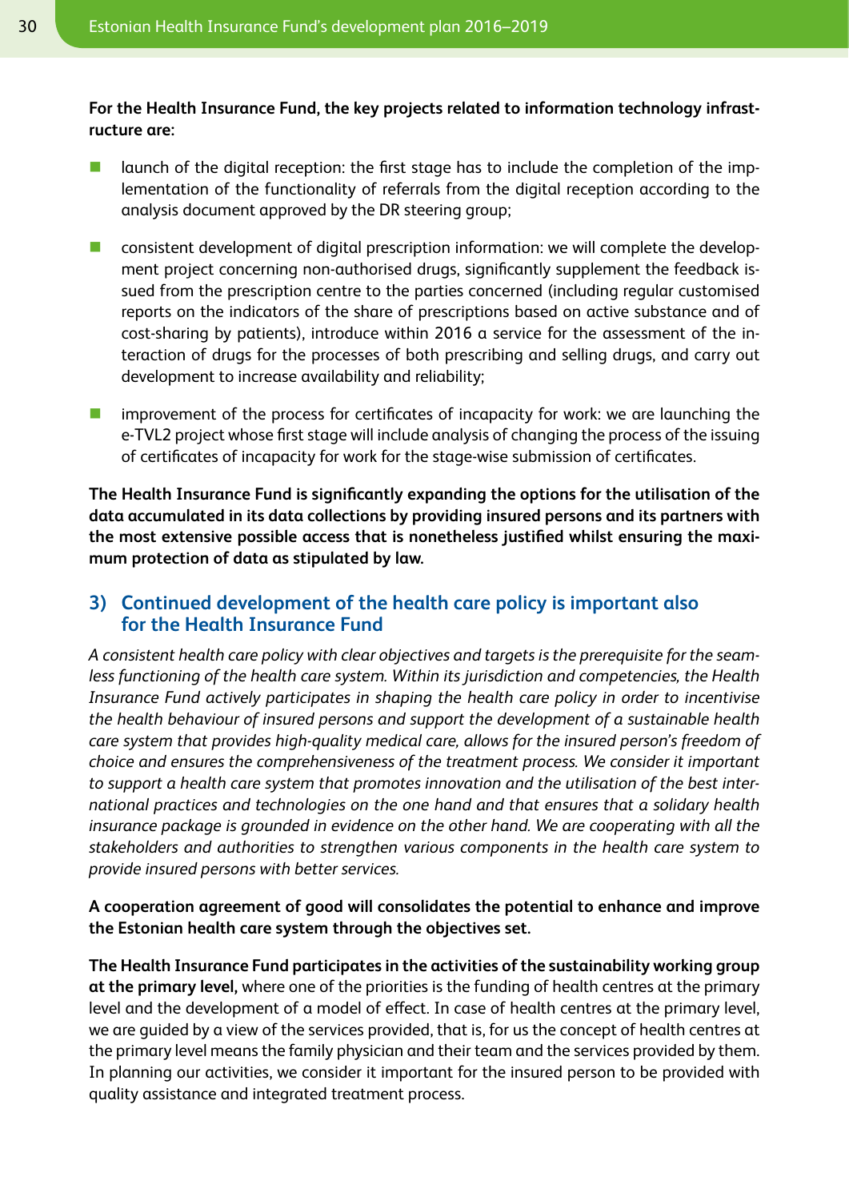**For the Health Insurance Fund, the key projects related to information technology infrastructure are:**

- launch of the digital reception: the first stage has to include the completion of the implementation of the functionality of referrals from the digital reception according to the analysis document approved by the DR steering group;
- consistent development of digital prescription information: we will complete the development project concerning non-authorised drugs, significantly supplement the feedback issued from the prescription centre to the parties concerned (including regular customised reports on the indicators of the share of prescriptions based on active substance and of cost-sharing by patients), introduce within 2016 a service for the assessment of the interaction of drugs for the processes of both prescribing and selling drugs, and carry out development to increase availability and reliability;
- improvement of the process for certificates of incapacity for work: we are launching the e-TVL2 project whose first stage will include analysis of changing the process of the issuing of certificates of incapacity for work for the stage-wise submission of certificates.

**The Health Insurance Fund is significantly expanding the options for the utilisation of the data accumulated in its data collections by providing insured persons and its partners with the most extensive possible access that is nonetheless justified whilst ensuring the maximum protection of data as stipulated by law.**

## 3) Continued development of the health care policy is important also for the Health Insurance Fund

*A consistent health care policy with clear objectives and targets is the prerequisite for the seamless functioning of the health care system. Within its jurisdiction and competencies, the Health Insurance Fund actively participates in shaping the health care policy in order to incentivise the health behaviour of insured persons and support the development of a sustainable health care system that provides high-quality medical care, allows for the insured person's freedom of choice and ensures the comprehensiveness of the treatment process. We consider it important to support a health care system that promotes innovation and the utilisation of the best international practices and technologies on the one hand and that ensures that a solidary health insurance package is grounded in evidence on the other hand. We are cooperating with all the stakeholders and authorities to strengthen various components in the health care system to provide insured persons with better services.*

**A cooperation agreement of good will consolidates the potential to enhance and improve the Estonian health care system through the objectives set.**

**The Health Insurance Fund participates in the activities of the sustainability working group at the primary level,** where one of the priorities is the funding of health centres at the primary level and the development of a model of effect. In case of health centres at the primary level, we are guided by a view of the services provided, that is, for us the concept of health centres at the primary level means the family physician and their team and the services provided by them. In planning our activities, we consider it important for the insured person to be provided with quality assistance and integrated treatment process.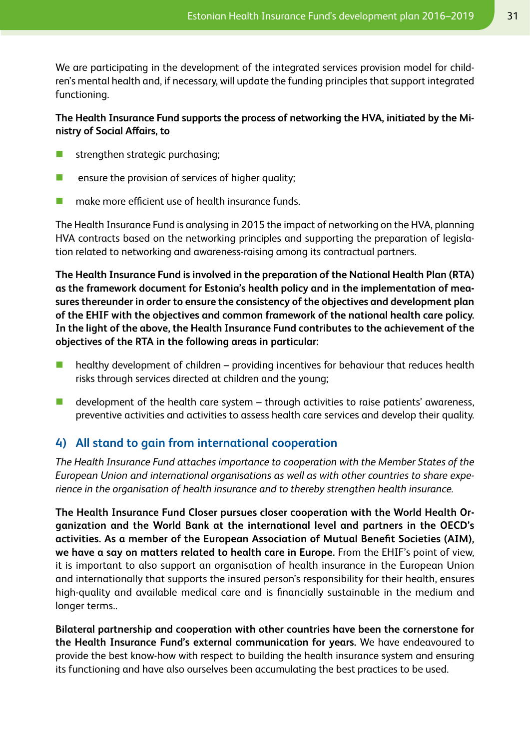We are participating in the development of the integrated services provision model for children's mental health and, if necessary, will update the funding principles that support integrated functioning.

**The Health Insurance Fund supports the process of networking the HVA, initiated by the Ministry of Social Affairs, to**

- strengthen strategic purchasing;
- ensure the provision of services of higher quality;
- make more efficient use of health insurance funds.

The Health Insurance Fund is analysing in 2015 the impact of networking on the HVA, planning HVA contracts based on the networking principles and supporting the preparation of legislation related to networking and awareness-raising among its contractual partners.

**The Health Insurance Fund is involved in the preparation of the National Health Plan (RTA) as the framework document for Estonia's health policy and in the implementation of measures thereunder in order to ensure the consistency of the objectives and development plan of the EHIF with the objectives and common framework of the national health care policy. In the light of the above, the Health Insurance Fund contributes to the achievement of the objectives of the RTA in the following areas in particular:**

- healthy development of children – providing incentives for behaviour that reduces health risks through services directed at children and the young;
- development of the health care system – through activities to raise patients' awareness, preventive activities and activities to assess health care services and develop their quality.

## 4) All stand to gain from international cooperation

*The Health Insurance Fund attaches importance to cooperation with the Member States of the European Union and international organisations as well as with other countries to share experience in the organisation of health insurance and to thereby strengthen health insurance.*

**The Health Insurance Fund Closer pursues closer cooperation with the World Health Organization and the World Bank at the international level and partners in the OECD's activities. As a member of the European Association of Mutual Benefit Societies (AIM), we have a say on matters related to health care in Europe.** From the EHIF's point of view, it is important to also support an organisation of health insurance in the European Union and internationally that supports the insured person's responsibility for their health, ensures high-quality and available medical care and is financially sustainable in the medium and longer terms..

**Bilateral partnership and cooperation with other countries have been the cornerstone for the Health Insurance Fund's external communication for years.** We have endeavoured to provide the best know-how with respect to building the health insurance system and ensuring its functioning and have also ourselves been accumulating the best practices to be used.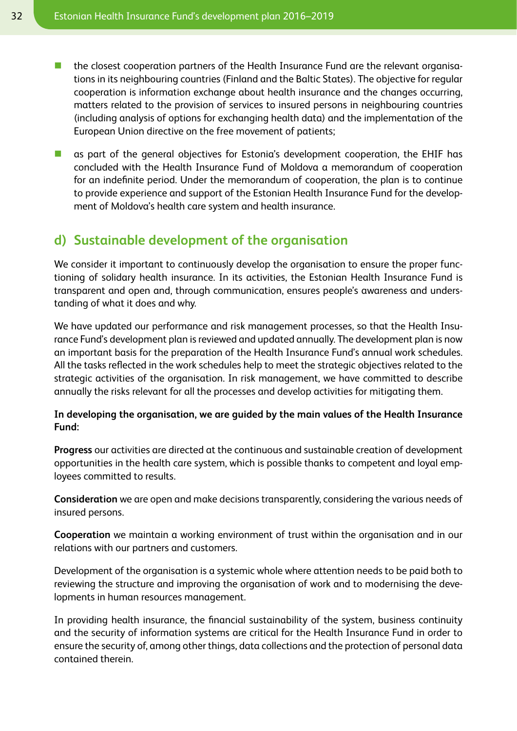- the closest cooperation partners of the Health Insurance Fund are the relevant organisations in its neighbouring countries (Finland and the Baltic States). The objective for regular cooperation is information exchange about health insurance and the changes occurring, matters related to the provision of services to insured persons in neighbouring countries (including analysis of options for exchanging health data) and the implementation of the European Union directive on the free movement of patients;
- as part of the general objectives for Estonia's development cooperation, the EHIF has concluded with the Health Insurance Fund of Moldova a memorandum of cooperation for an indefinite period. Under the memorandum of cooperation, the plan is to continue to provide experience and support of the Estonian Health Insurance Fund for the development of Moldova's health care system and health insurance.

## d) Sustainable development of the organisation

We consider it important to continuously develop the organisation to ensure the proper functioning of solidary health insurance. In its activities, the Estonian Health Insurance Fund is transparent and open and, through communication, ensures people's awareness and understanding of what it does and why.

We have updated our performance and risk management processes, so that the Health Insurance Fund's development plan is reviewed and updated annually. The development plan is now an important basis for the preparation of the Health Insurance Fund's annual work schedules. All the tasks reflected in the work schedules help to meet the strategic objectives related to the strategic activities of the organisation. In risk management, we have committed to describe annually the risks relevant for all the processes and develop activities for mitigating them.

**In developing the organisation, we are guided by the main values of the Health Insurance Fund:**

**Progress** our activities are directed at the continuous and sustainable creation of development opportunities in the health care system, which is possible thanks to competent and loyal employees committed to results.

**Consideration** we are open and make decisions transparently, considering the various needs of insured persons.

**Cooperation** we maintain a working environment of trust within the organisation and in our relations with our partners and customers.

Development of the organisation is a systemic whole where attention needs to be paid both to reviewing the structure and improving the organisation of work and to modernising the developments in human resources management.

In providing health insurance, the financial sustainability of the system, business continuity and the security of information systems are critical for the Health Insurance Fund in order to ensure the security of, among other things, data collections and the protection of personal data contained therein.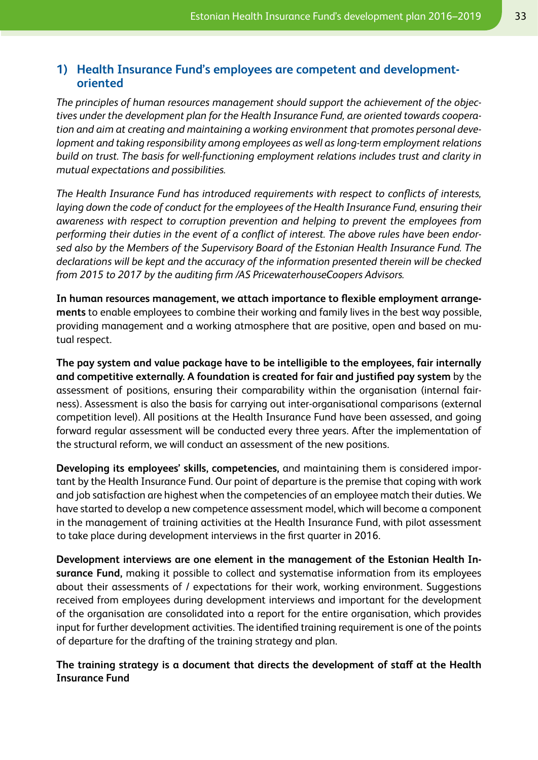### 1) Health Insurance Fund's employees are competent and development-oriented

*The principles of human resources management should support the achievement of the objectives under the development plan for the Health Insurance Fund, are oriented towards cooperation and aim at creating and maintaining a working environment that promotes personal development and taking responsibility among employees as well as long-term employment relations build on trust. The basis for well-functioning employment relations includes trust and clarity in mutual expectations and possibilities.*

*The Health Insurance Fund has introduced requirements with respect to conflicts of interests, laying down the code of conduct for the employees of the Health Insurance Fund, ensuring their awareness with respect to corruption prevention and helping to prevent the employees from performing their duties in the event of a conflict of interest. The above rules have been endorsed also by the Members of the Supervisory Board of the Estonian Health Insurance Fund. The declarations will be kept and the accuracy of the information presented therein will be checked from 2015 to 2017 by the auditing firm /AS PricewaterhouseCoopers Advisors.*

**In human resources management, we attach importance to flexible employment arrangements** to enable employees to combine their working and family lives in the best way possible, providing management and a working atmosphere that are positive, open and based on mutual respect.

**The pay system and value package have to be intelligible to the employees, fair internally and competitive externally. A foundation is created for fair and justified pay system** by the assessment of positions, ensuring their comparability within the organisation (internal fairness). Assessment is also the basis for carrying out inter-organisational comparisons (external competition level). All positions at the Health Insurance Fund have been assessed, and going forward regular assessment will be conducted every three years. After the implementation of the structural reform, we will conduct an assessment of the new positions.

**Developing its employees' skills, competencies,** and maintaining them is considered important by the Health Insurance Fund. Our point of departure is the premise that coping with work and job satisfaction are highest when the competencies of an employee match their duties. We have started to develop a new competence assessment model, which will become a component in the management of training activities at the Health Insurance Fund, with pilot assessment to take place during development interviews in the first quarter in 2016.

**Development interviews are one element in the management of the Estonian Health Insurance Fund,** making it possible to collect and systematise information from its employees about their assessments of / expectations for their work, working environment. Suggestions received from employees during development interviews and important for the development of the organisation are consolidated into a report for the entire organisation, which provides input for further development activities. The identified training requirement is one of the points of departure for the drafting of the training strategy and plan.

**The training strategy is a document that directs the development of staff at the Health Insurance Fund**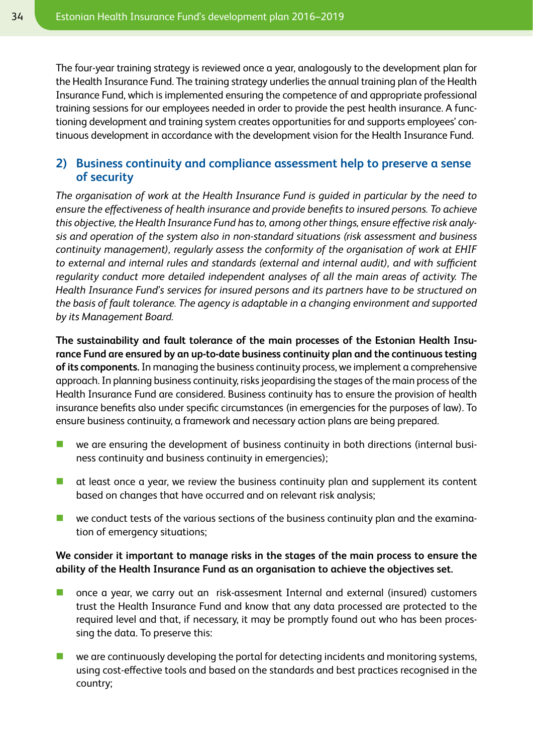The four-year training strategy is reviewed once a year, analogously to the development plan for the Health Insurance Fund. The training strategy underlies the annual training plan of the Health Insurance Fund, which is implemented ensuring the competence of and appropriate professional training sessions for our employees needed in order to provide the pest health insurance. A functioning development and training system creates opportunities for and supports employees' continuous development in accordance with the development vision for the Health Insurance Fund.

## 2) Business continuity and compliance assessment help to preserve a sense of security

*The organisation of work at the Health Insurance Fund is guided in particular by the need to ensure the effectiveness of health insurance and provide benefits to insured persons. To achieve this objective, the Health Insurance Fund has to, among other things, ensure effective risk analysis and operation of the system also in non-standard situations (risk assessment and business continuity management), regularly assess the conformity of the organisation of work at EHIF to external and internal rules and standards (external and internal audit), and with sufficient regularity conduct more detailed independent analyses of all the main areas of activity. The Health Insurance Fund's services for insured persons and its partners have to be structured on the basis of fault tolerance. The agency is adaptable in a changing environment and supported by its Management Board.*

**The sustainability and fault tolerance of the main processes of the Estonian Health Insurance Fund are ensured by an up-to-date business continuity plan and the continuous testing of its components.** In managing the business continuity process, we implement a comprehensive approach. In planning business continuity, risks jeopardising the stages of the main process of the Health Insurance Fund are considered. Business continuity has to ensure the provision of health insurance benefits also under specific circumstances (in emergencies for the purposes of law). To ensure business continuity, a framework and necessary action plans are being prepared.

- we are ensuring the development of business continuity in both directions (internal business continuity and business continuity in emergencies);
- at least once a year, we review the business continuity plan and supplement its content based on changes that have occurred and on relevant risk analysis;
- we conduct tests of the various sections of the business continuity plan and the examination of emergency situations;

**We consider it important to manage risks in the stages of the main process to ensure the ability of the Health Insurance Fund as an organisation to achieve the objectives set.**

- once a year, we carry out an risk-assesment Internal and external (insured) customers trust the Health Insurance Fund and know that any data processed are protected to the required level and that, if necessary, it may be promptly found out who has been processing the data. To preserve this:
- we are continuously developing the portal for detecting incidents and monitoring systems, using cost-effective tools and based on the standards and best practices recognised in the country;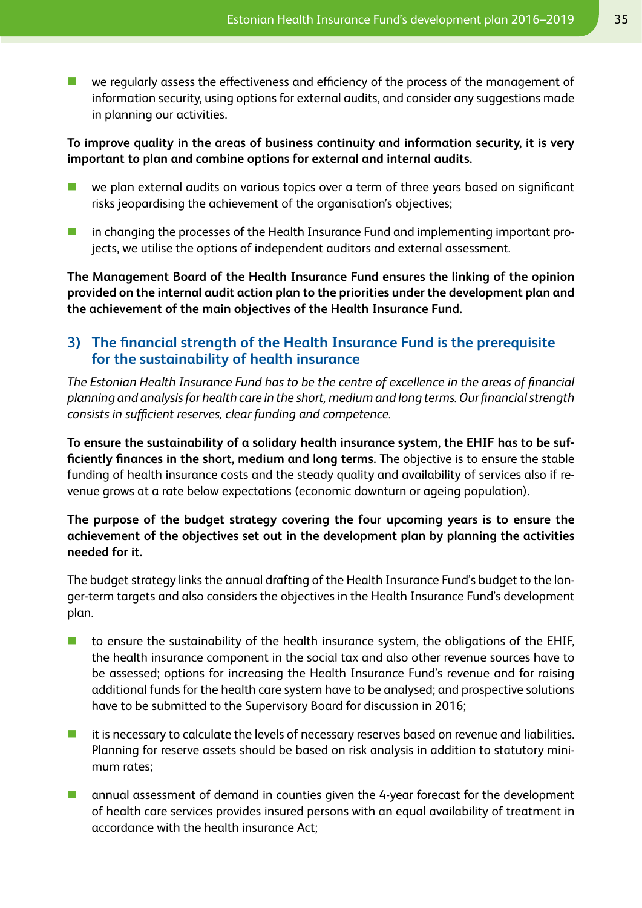- we regularly assess the effectiveness and efficiency of the process of the management of information security, using options for external audits, and consider any suggestions made in planning our activities.

**To improve quality in the areas of business continuity and information security, it is very important to plan and combine options for external and internal audits.**

- we plan external audits on various topics over a term of three years based on significant risks jeopardising the achievement of the organisation's objectives;
- in changing the processes of the Health Insurance Fund and implementing important projects, we utilise the options of independent auditors and external assessment.

**The Management Board of the Health Insurance Fund ensures the linking of the opinion provided on the internal audit action plan to the priorities under the development plan and the achievement of the main objectives of the Health Insurance Fund.**

## 3) The financial strength of the Health Insurance Fund is the prerequisite for the sustainability of health insurance

*The Estonian Health Insurance Fund has to be the centre of excellence in the areas of financial planning and analysis for health care in the short, medium and long terms. Our financial strength consists in sufficient reserves, clear funding and competence.*

**To ensure the sustainability of a solidary health insurance system, the EHIF has to be sufficiently finances in the short, medium and long terms.** The objective is to ensure the stable funding of health insurance costs and the steady quality and availability of services also if revenue grows at a rate below expectations (economic downturn or ageing population).

**The purpose of the budget strategy covering the four upcoming years is to ensure the achievement of the objectives set out in the development plan by planning the activities needed for it.**

The budget strategy links the annual drafting of the Health Insurance Fund's budget to the longer-term targets and also considers the objectives in the Health Insurance Fund's development plan.

- to ensure the sustainability of the health insurance system, the obligations of the EHIF, the health insurance component in the social tax and also other revenue sources have to be assessed; options for increasing the Health Insurance Fund's revenue and for raising additional funds for the health care system have to be analysed; and prospective solutions have to be submitted to the Supervisory Board for discussion in 2016;
- it is necessary to calculate the levels of necessary reserves based on revenue and liabilities. Planning for reserve assets should be based on risk analysis in addition to statutory minimum rates;
- annual assessment of demand in counties given the 4-year forecast for the development of health care services provides insured persons with an equal availability of treatment in accordance with the health insurance Act;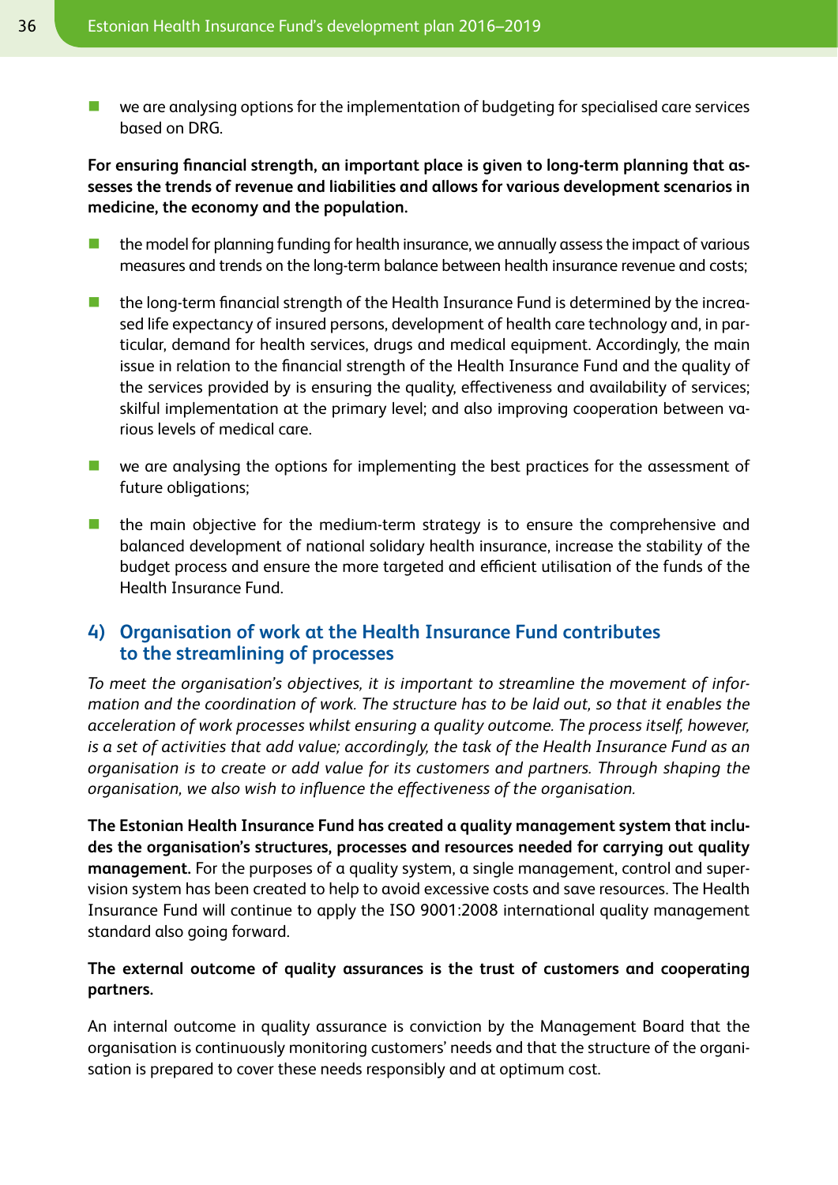- we are analysing options for the implementation of budgeting for specialised care services based on DRG.

**For ensuring financial strength, an important place is given to long-term planning that assesses the trends of revenue and liabilities and allows for various development scenarios in medicine, the economy and the population.**

- the model for planning funding for health insurance, we annually assess the impact of various measures and trends on the long-term balance between health insurance revenue and costs;
- the long-term financial strength of the Health Insurance Fund is determined by the increased life expectancy of insured persons, development of health care technology and, in particular, demand for health services, drugs and medical equipment. Accordingly, the main issue in relation to the financial strength of the Health Insurance Fund and the quality of the services provided by is ensuring the quality, effectiveness and availability of services; skilful implementation at the primary level; and also improving cooperation between various levels of medical care.
- we are analysing the options for implementing the best practices for the assessment of future obligations;
- the main objective for the medium-term strategy is to ensure the comprehensive and balanced development of national solidary health insurance, increase the stability of the budget process and ensure the more targeted and efficient utilisation of the funds of the Health Insurance Fund.

### 4) Organisation of work at the Health Insurance Fund contributes to the streamlining of processes

*To meet the organisation's objectives, it is important to streamline the movement of information and the coordination of work. The structure has to be laid out, so that it enables the acceleration of work processes whilst ensuring a quality outcome. The process itself, however, is a set of activities that add value; accordingly, the task of the Health Insurance Fund as an organisation is to create or add value for its customers and partners. Through shaping the organisation, we also wish to influence the effectiveness of the organisation.*

**The Estonian Health Insurance Fund has created a quality management system that includes the organisation's structures, processes and resources needed for carrying out quality management.** For the purposes of a quality system, a single management, control and supervision system has been created to help to avoid excessive costs and save resources. The Health Insurance Fund will continue to apply the ISO 9001:2008 international quality management standard also going forward.

**The external outcome of quality assurances is the trust of customers and cooperating partners.**

An internal outcome in quality assurance is conviction by the Management Board that the organisation is continuously monitoring customers' needs and that the structure of the organisation is prepared to cover these needs responsibly and at optimum cost.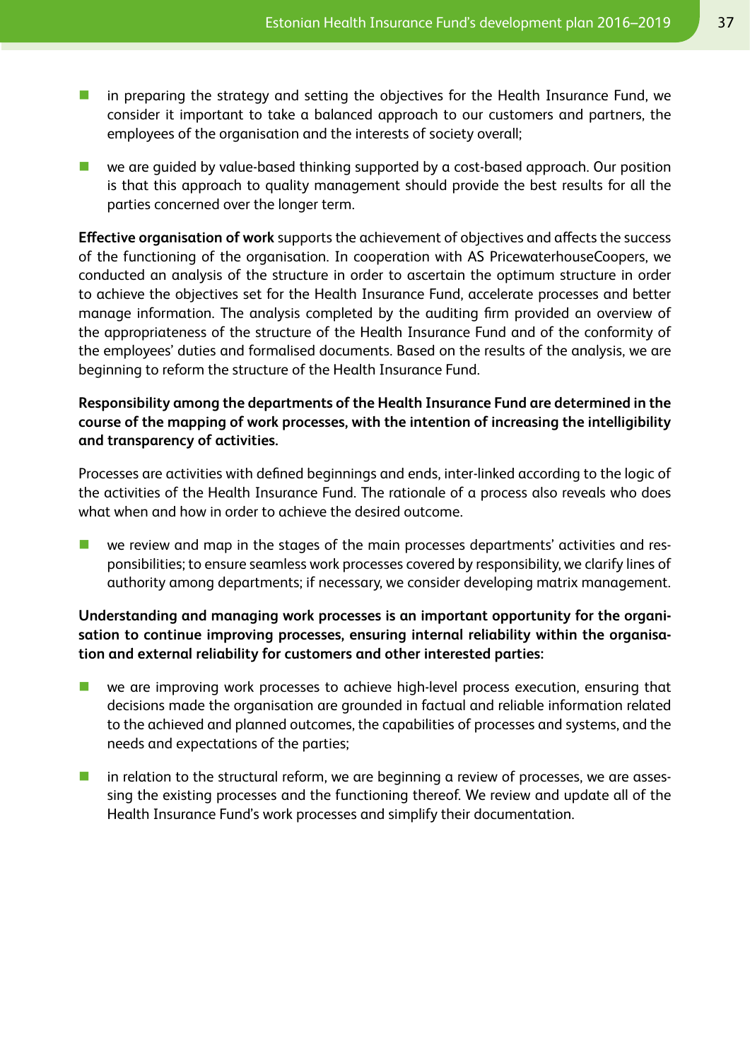- in preparing the strategy and setting the objectives for the Health Insurance Fund, we consider it important to take a balanced approach to our customers and partners, the employees of the organisation and the interests of society overall;

- we are guided by value-based thinking supported by a cost-based approach. Our position is that this approach to quality management should provide the best results for all the parties concerned over the longer term.

**Effective organisation of work** supports the achievement of objectives and affects the success of the functioning of the organisation. In cooperation with AS PricewaterhouseCoopers, we conducted an analysis of the structure in order to ascertain the optimum structure in order to achieve the objectives set for the Health Insurance Fund, accelerate processes and better manage information. The analysis completed by the auditing firm provided an overview of the appropriateness of the structure of the Health Insurance Fund and of the conformity of the employees' duties and formalised documents. Based on the results of the analysis, we are beginning to reform the structure of the Health Insurance Fund.

**Responsibility among the departments of the Health Insurance Fund are determined in the course of the mapping of work processes, with the intention of increasing the intelligibility and transparency of activities.**

Processes are activities with defined beginnings and ends, inter-linked according to the logic of the activities of the Health Insurance Fund. The rationale of a process also reveals who does what when and how in order to achieve the desired outcome.

- we review and map in the stages of the main processes departments' activities and responsibilities; to ensure seamless work processes covered by responsibility, we clarify lines of authority among departments; if necessary, we consider developing matrix management.

**Understanding and managing work processes is an important opportunity for the organisation to continue improving processes, ensuring internal reliability within the organisation and external reliability for customers and other interested parties:**

- we are improving work processes to achieve high-level process execution, ensuring that decisions made the organisation are grounded in factual and reliable information related to the achieved and planned outcomes, the capabilities of processes and systems, and the needs and expectations of the parties;

- in relation to the structural reform, we are beginning a review of processes, we are assessing the existing processes and the functioning thereof. We review and update all of the Health Insurance Fund's work processes and simplify their documentation.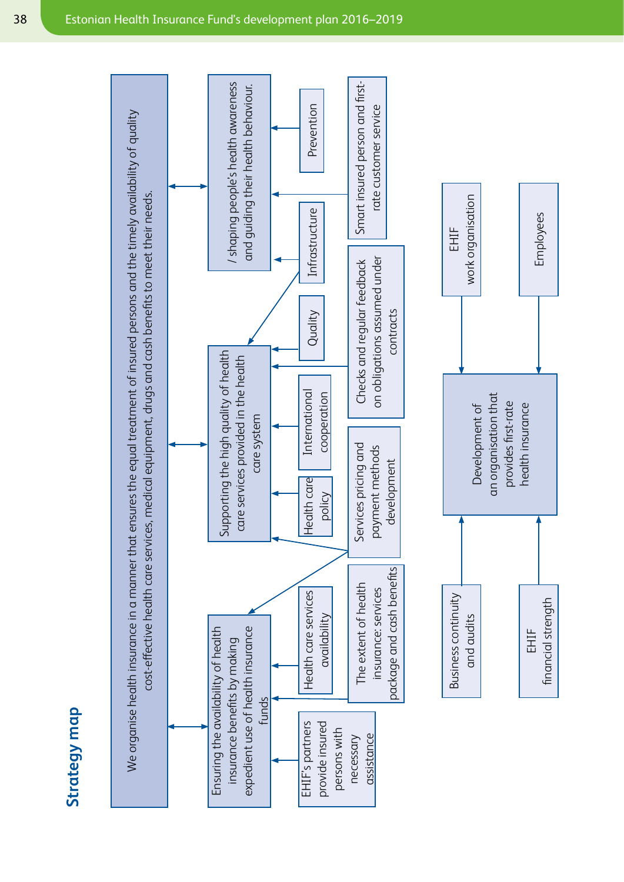## Strategy map

We organise health insurance in a manner that ensures the equal treatment of insured persons and the timely availability of quality cost-effective health care services, medical equipment, drugs and cash benefits to meet their needs.

Ensuring the availability of health insurance benefits by making expedient use of health insurance funds

Supporting the high quality of health care services provided in the health care system

/ shaping people's health awareness and guiding their health behaviour.

EHIF's partners provide insured persons with necessary assistance

Health care services availability

Health care policy

International cooperation

Quality

Infrastructure

Prevention

The extent of health insurance: services package and cash benefits

Services pricing and payment methods development

Checks and regular feedback on obligations assumed under contracts

Smart insured person and first-rate customer service

Business continuity and audits

EHIF work organisation

Development of an organisation that provides first-rate health insurance

EHIF financial strength

Employees